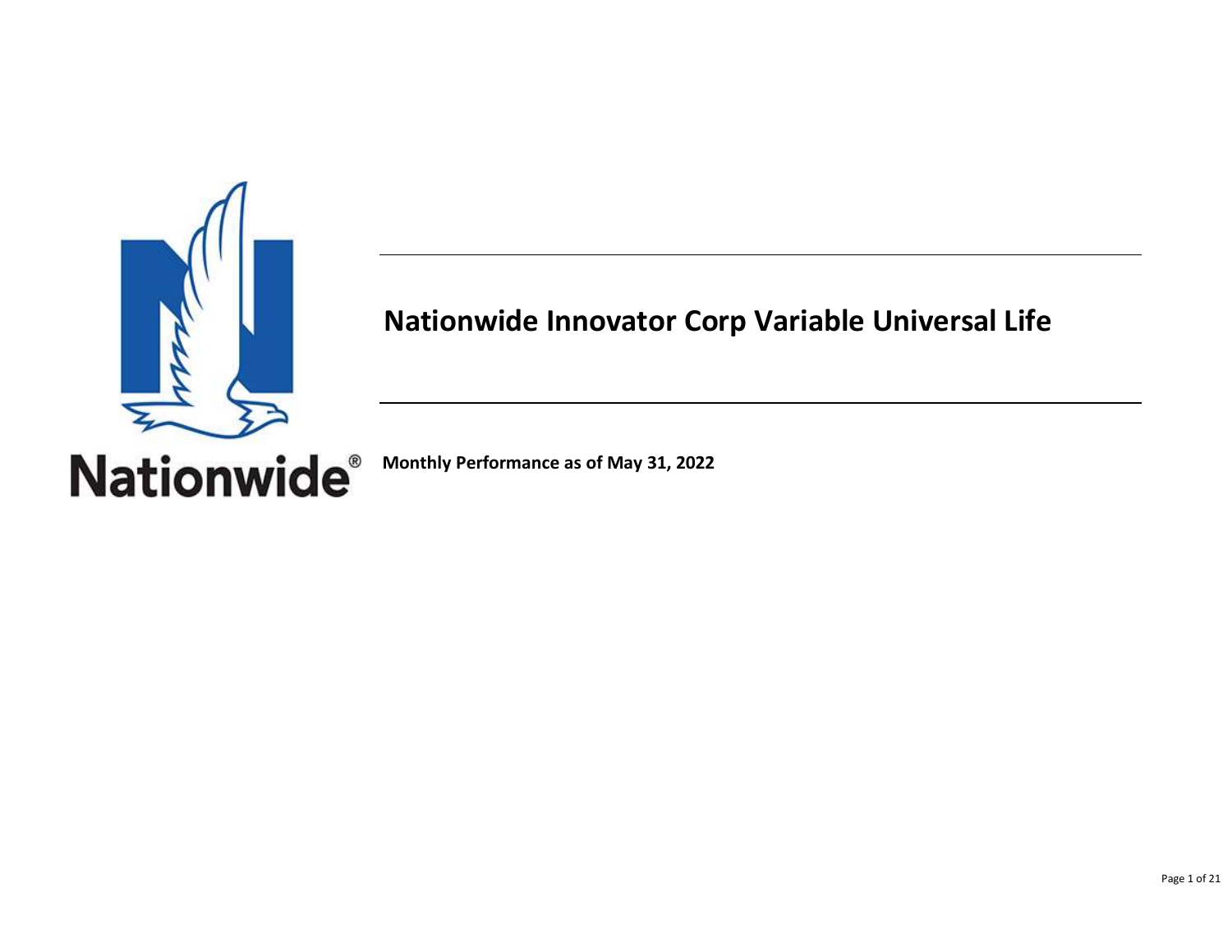Nationwide®

# Nationwide Innovator Corp Variable Universal Life

**Monthly Performance as of May 31, 2022**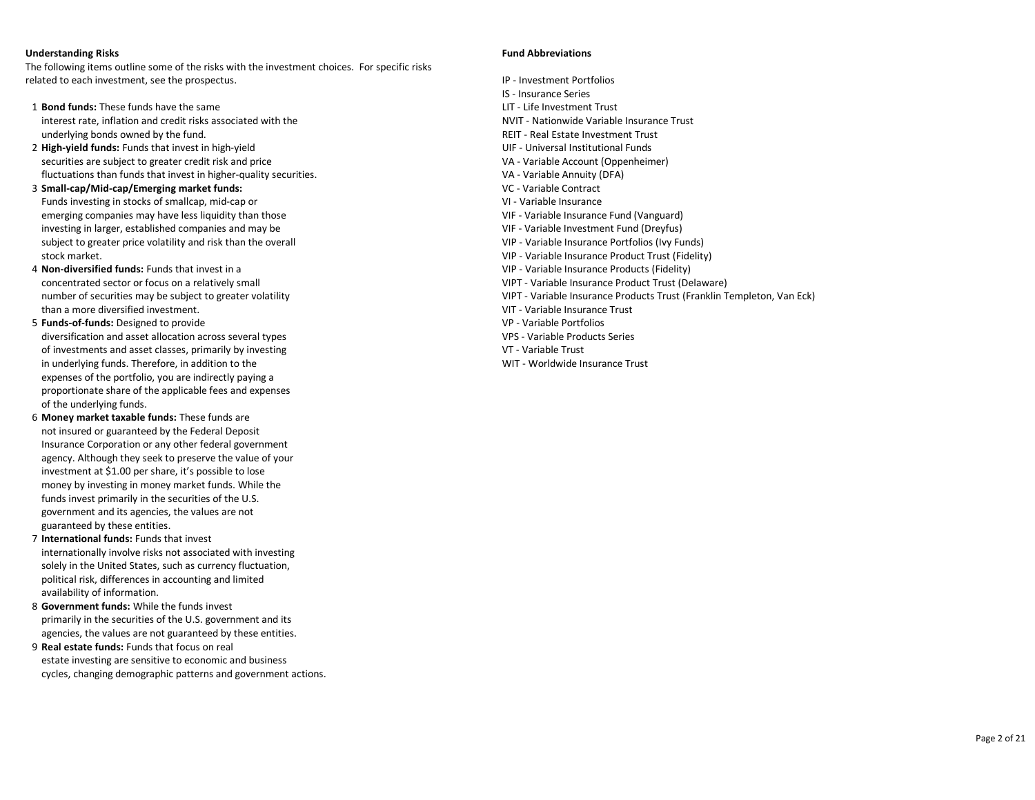### Understanding Risks

The following items outline some of the risks with the investment choices. For specific risks related to each investment, see the prospectus.

1. **Bond funds:** These funds have the same interest rate, inflation and credit risks associated with the underlying bonds owned by the fund.
2. **High-yield funds:** Funds that invest in high-yield securities are subject to greater credit risk and price fluctuations than funds that invest in higher-quality securities.
3. **Small-cap/Mid-cap/Emerging market funds:** Funds investing in stocks of smallcap, mid-cap or emerging companies may have less liquidity than those investing in larger, established companies and may be subject to greater price volatility and risk than the overall stock market.
4. **Non-diversified funds:** Funds that invest in a concentrated sector or focus on a relatively small number of securities may be subject to greater volatility than a more diversified investment.
5. **Funds-of-funds:** Designed to provide diversification and asset allocation across several types of investments and asset classes, primarily by investing in underlying funds. Therefore, in addition to the expenses of the portfolio, you are indirectly paying a proportionate share of the applicable fees and expenses of the underlying funds.
6. **Money market taxable funds:** These funds are not insured or guaranteed by the Federal Deposit Insurance Corporation or any other federal government agency. Although they seek to preserve the value of your investment at $1.00 per share, it's possible to lose money by investing in money market funds. While the funds invest primarily in the securities of the U.S. government and its agencies, the values are not guaranteed by these entities.
7. **International funds:** Funds that invest internationally involve risks not associated with investing solely in the United States, such as currency fluctuation, political risk, differences in accounting and limited availability of information.
8. **Government funds:** While the funds invest primarily in the securities of the U.S. government and its agencies, the values are not guaranteed by these entities.
9. **Real estate funds:** Funds that focus on real estate investing are sensitive to economic and business cycles, changing demographic patterns and government actions.

### Fund Abbreviations

IP - Investment Portfolios
IS - Insurance Series
LIT - Life Investment Trust
NVIT - Nationwide Variable Insurance Trust
REIT - Real Estate Investment Trust
UIF - Universal Institutional Funds
VA - Variable Account (Oppenheimer)
VA - Variable Annuity (DFA)
VC - Variable Contract
VI - Variable Insurance
VIF - Variable Insurance Fund (Vanguard)
VIF - Variable Investment Fund (Dreyfus)
VIP - Variable Insurance Portfolios (Ivy Funds)
VIP - Variable Insurance Product Trust (Fidelity)
VIP - Variable Insurance Products (Fidelity)
VIPT - Variable Insurance Product Trust (Delaware)
VIPT - Variable Insurance Products Trust (Franklin Templeton, Van Eck)
VIT - Variable Insurance Trust
VP - Variable Portfolios
VPS - Variable Products Series
VT - Variable Trust
WIT - Worldwide Insurance Trust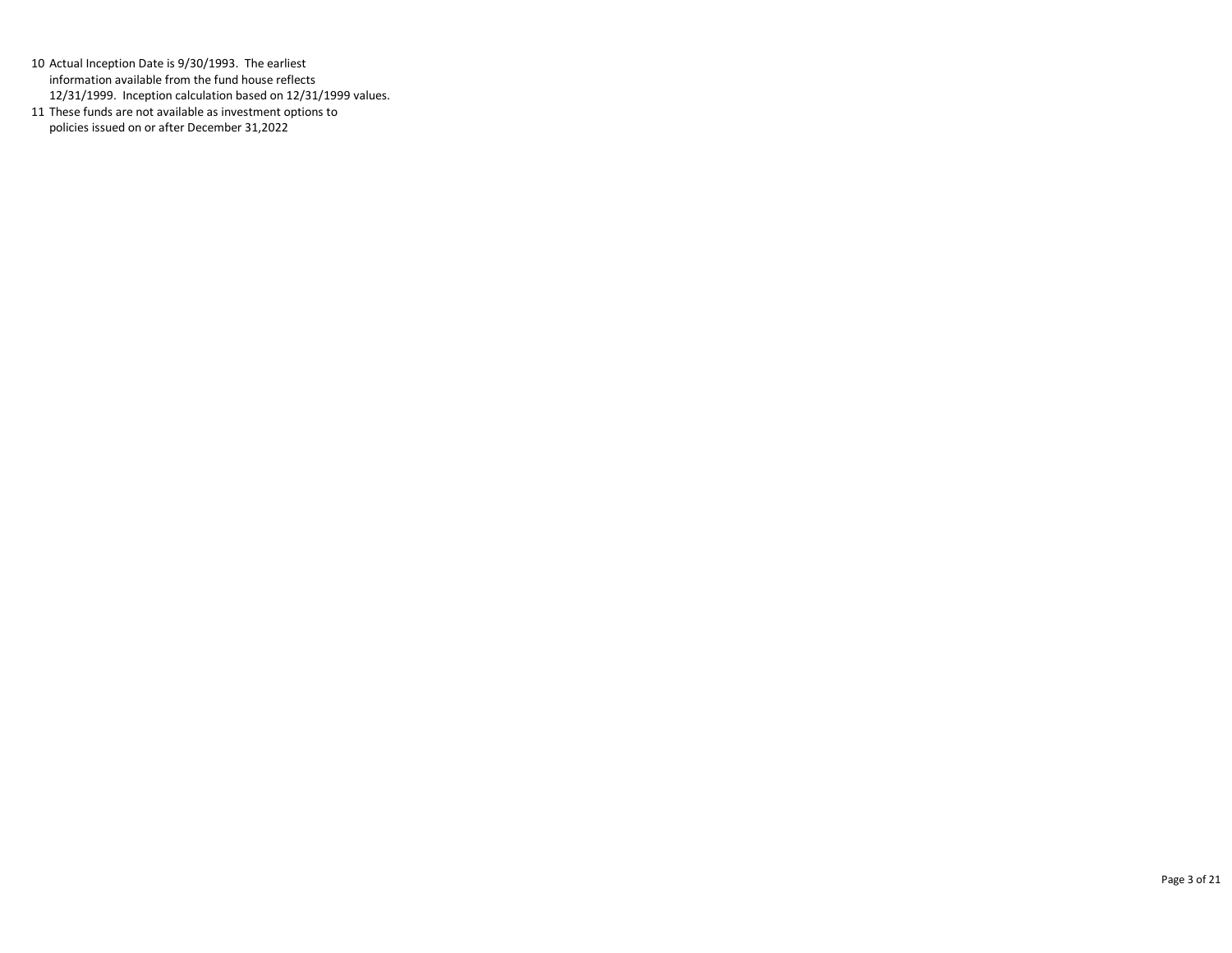10 Actual Inception Date is 9/30/1993. The earliest information available from the fund house reflects 12/31/1999. Inception calculation based on 12/31/1999 values.

11 These funds are not available as investment options to policies issued on or after December 31,2022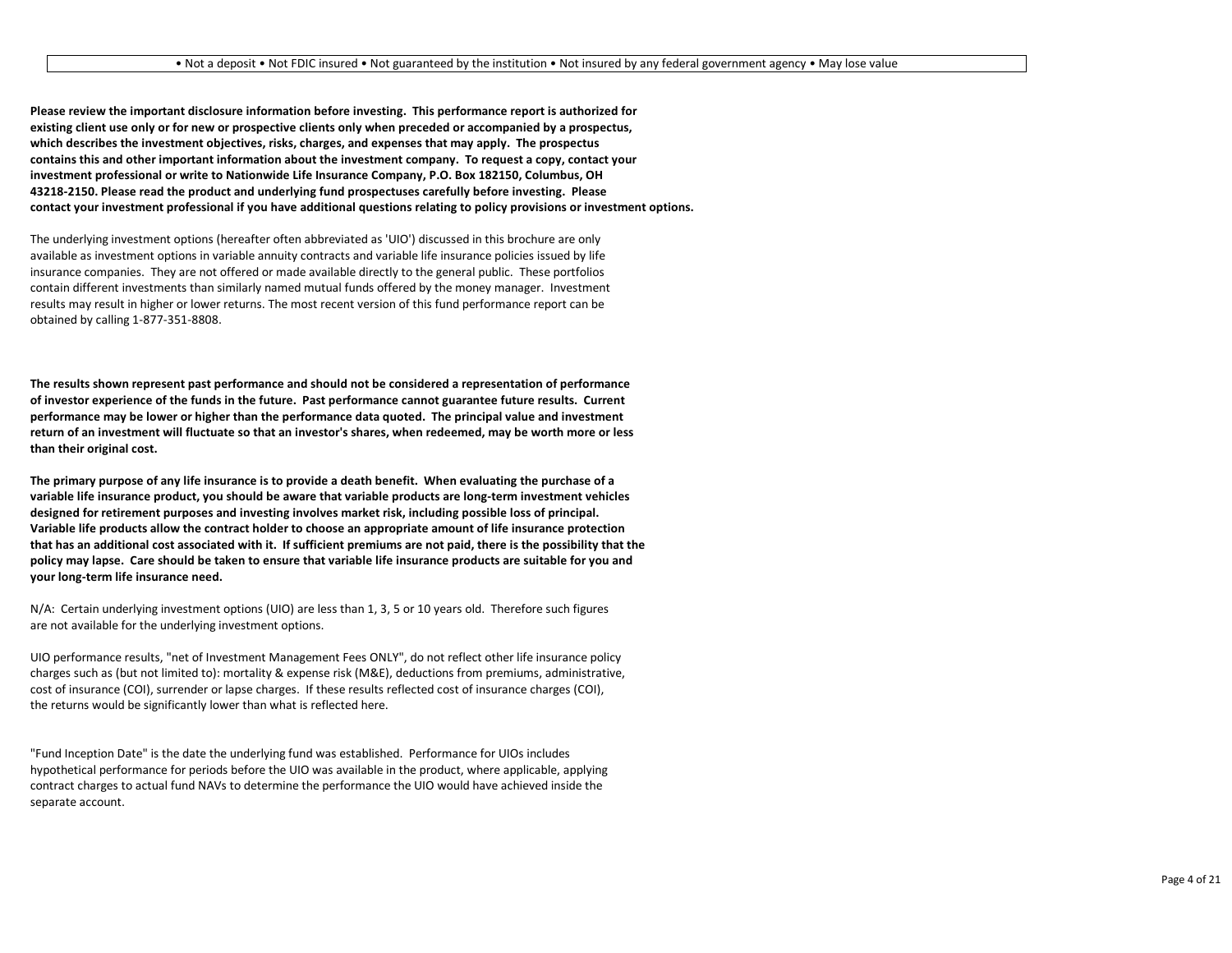• Not a deposit • Not FDIC insured • Not guaranteed by the institution • Not insured by any federal government agency • May lose value

**Please review the important disclosure information before investing. This performance report is authorized for existing client use only or for new or prospective clients only when preceded or accompanied by a prospectus, which describes the investment objectives, risks, charges, and expenses that may apply. The prospectus contains this and other important information about the investment company. To request a copy, contact your investment professional or write to Nationwide Life Insurance Company, P.O. Box 182150, Columbus, OH 43218-2150. Please read the product and underlying fund prospectuses carefully before investing. Please contact your investment professional if you have additional questions relating to policy provisions or investment options.**

The underlying investment options (hereafter often abbreviated as 'UIO') discussed in this brochure are only available as investment options in variable annuity contracts and variable life insurance policies issued by life insurance companies. They are not offered or made available directly to the general public. These portfolios contain different investments than similarly named mutual funds offered by the money manager. Investment results may result in higher or lower returns. The most recent version of this fund performance report can be obtained by calling 1-877-351-8808.

**The results shown represent past performance and should not be considered a representation of performance of investor experience of the funds in the future. Past performance cannot guarantee future results. Current performance may be lower or higher than the performance data quoted. The principal value and investment return of an investment will fluctuate so that an investor's shares, when redeemed, may be worth more or less than their original cost.**

**The primary purpose of any life insurance is to provide a death benefit. When evaluating the purchase of a variable life insurance product, you should be aware that variable products are long-term investment vehicles designed for retirement purposes and investing involves market risk, including possible loss of principal. Variable life products allow the contract holder to choose an appropriate amount of life insurance protection that has an additional cost associated with it. If sufficient premiums are not paid, there is the possibility that the policy may lapse. Care should be taken to ensure that variable life insurance products are suitable for you and your long-term life insurance need.**

N/A: Certain underlying investment options (UIO) are less than 1, 3, 5 or 10 years old. Therefore such figures are not available for the underlying investment options.

UIO performance results, "net of Investment Management Fees ONLY", do not reflect other life insurance policy charges such as (but not limited to): mortality & expense risk (M&E), deductions from premiums, administrative, cost of insurance (COI), surrender or lapse charges. If these results reflected cost of insurance charges (COI), the returns would be significantly lower than what is reflected here.

"Fund Inception Date" is the date the underlying fund was established. Performance for UIOs includes hypothetical performance for periods before the UIO was available in the product, where applicable, applying contract charges to actual fund NAVs to determine the performance the UIO would have achieved inside the separate account.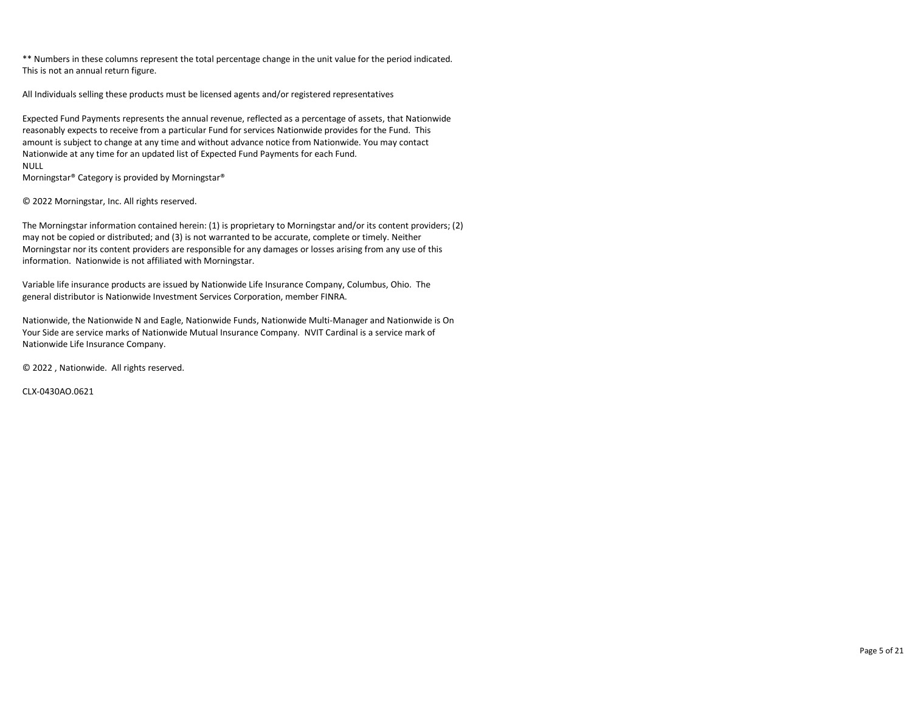** Numbers in these columns represent the total percentage change in the unit value for the period indicated. This is not an annual return figure.

All Individuals selling these products must be licensed agents and/or registered representatives

Expected Fund Payments represents the annual revenue, reflected as a percentage of assets, that Nationwide reasonably expects to receive from a particular Fund for services Nationwide provides for the Fund. This amount is subject to change at any time and without advance notice from Nationwide. You may contact Nationwide at any time for an updated list of Expected Fund Payments for each Fund.
NULL
Morningstar® Category is provided by Morningstar®

© 2022 Morningstar, Inc. All rights reserved.

The Morningstar information contained herein: (1) is proprietary to Morningstar and/or its content providers; (2) may not be copied or distributed; and (3) is not warranted to be accurate, complete or timely. Neither Morningstar nor its content providers are responsible for any damages or losses arising from any use of this information. Nationwide is not affiliated with Morningstar.

Variable life insurance products are issued by Nationwide Life Insurance Company, Columbus, Ohio. The general distributor is Nationwide Investment Services Corporation, member FINRA.

Nationwide, the Nationwide N and Eagle, Nationwide Funds, Nationwide Multi-Manager and Nationwide is On Your Side are service marks of Nationwide Mutual Insurance Company. NVIT Cardinal is a service mark of Nationwide Life Insurance Company.

© 2022 , Nationwide. All rights reserved.

CLX-0430AO.0621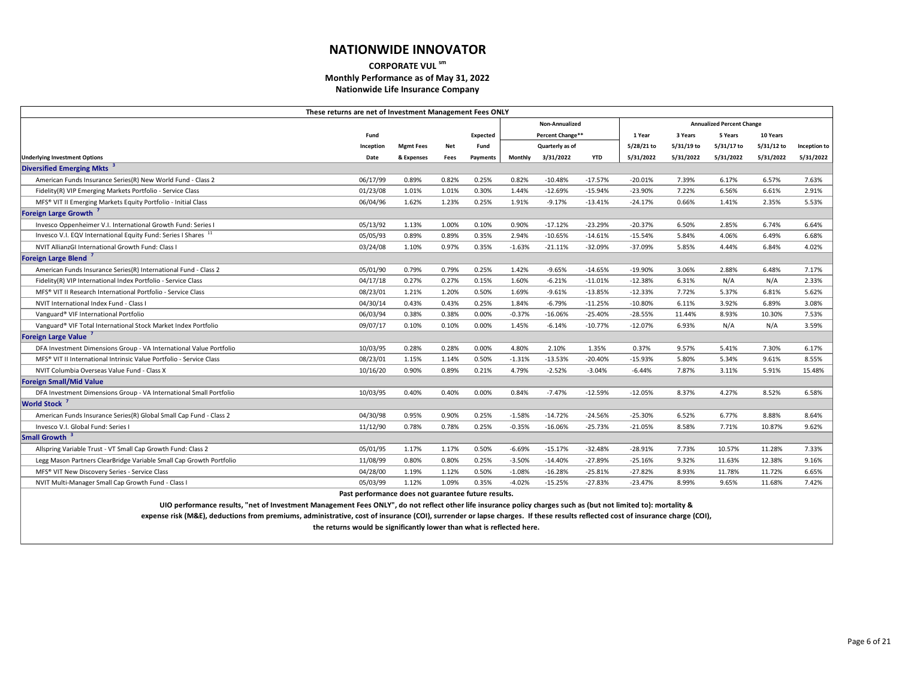# NATIONWIDE INNOVATOR

**CORPORATE VUL sm**

**Monthly Performance as of May 31, 2022**

**Nationwide Life Insurance Company**

**These returns are net of Investment Management Fees ONLY**

| | Fund | | | Expected | Non-Annualized | | | Annualized Percent Change | | | | |
|---|---|---|---|---|---|---|---|---|---|---|---|---|
| | | | | | | Percent Change** | | 1 Year | 3 Years | 5 Years | 10 Years | |
| | Inception | Mgmt Fees | Net | Fund | | Quarterly as of | | 5/28/21 to | 5/31/19 to | 5/31/17 to | 5/31/12 to | Inception to |
| **Underlying Investment Options** | Date | & Expenses | Fees | Payments | Monthly | 3/31/2022 | YTD | 5/31/2022 | 5/31/2022 | 5/31/2022 | 5/31/2022 | 5/31/2022 |
| **Diversified Emerging Mkts [3]** | | | | | | | | | | | | |
| American Funds Insurance Series(R) New World Fund - Class 2 | 06/17/99 | 0.89% | 0.82% | 0.25% | 0.82% | -10.48% | -17.57% | -20.01% | 7.39% | 6.17% | 6.57% | 7.63% |
| Fidelity(R) VIP Emerging Markets Portfolio - Service Class | 01/23/08 | 1.01% | 1.01% | 0.30% | 1.44% | -12.69% | -15.94% | -23.90% | 7.22% | 6.56% | 6.61% | 2.91% |
| MFS® VIT II Emerging Markets Equity Portfolio - Initial Class | 06/04/96 | 1.62% | 1.23% | 0.25% | 1.91% | -9.17% | -13.41% | -24.17% | 0.66% | 1.41% | 2.35% | 5.53% |
| **Foreign Large Growth [7]** | | | | | | | | | | | | |
| Invesco Oppenheimer V.I. International Growth Fund: Series I | 05/13/92 | 1.13% | 1.00% | 0.10% | 0.90% | -17.12% | -23.29% | -20.37% | 6.50% | 2.85% | 6.74% | 6.64% |
| Invesco V.I. EQV International Equity Fund: Series I Shares [11] | 05/05/93 | 0.89% | 0.89% | 0.35% | 2.94% | -10.65% | -14.61% | -15.54% | 5.84% | 4.06% | 6.49% | 6.68% |
| NVIT AllianzGI International Growth Fund: Class I | 03/24/08 | 1.10% | 0.97% | 0.35% | -1.63% | -21.11% | -32.09% | -37.09% | 5.85% | 4.44% | 6.84% | 4.02% |
| **Foreign Large Blend [7]** | | | | | | | | | | | | |
| American Funds Insurance Series(R) International Fund - Class 2 | 05/01/90 | 0.79% | 0.79% | 0.25% | 1.42% | -9.65% | -14.65% | -19.90% | 3.06% | 2.88% | 6.48% | 7.17% |
| Fidelity(R) VIP International Index Portfolio - Service Class | 04/17/18 | 0.27% | 0.27% | 0.15% | 1.60% | -6.21% | -11.01% | -12.38% | 6.31% | N/A | N/A | 2.33% |
| MFS® VIT II Research International Portfolio - Service Class | 08/23/01 | 1.21% | 1.20% | 0.50% | 1.69% | -9.61% | -13.85% | -12.33% | 7.72% | 5.37% | 6.81% | 5.62% |
| NVIT International Index Fund - Class I | 04/30/14 | 0.43% | 0.43% | 0.25% | 1.84% | -6.79% | -11.25% | -10.80% | 6.11% | 3.92% | 6.89% | 3.08% |
| Vanguard® VIF International Portfolio | 06/03/94 | 0.38% | 0.38% | 0.00% | -0.37% | -16.06% | -25.40% | -28.55% | 11.44% | 8.93% | 10.30% | 7.53% |
| Vanguard® VIF Total International Stock Market Index Portfolio | 09/07/17 | 0.10% | 0.10% | 0.00% | 1.45% | -6.14% | -10.77% | -12.07% | 6.93% | N/A | N/A | 3.59% |
| **Foreign Large Value [7]** | | | | | | | | | | | | |
| DFA Investment Dimensions Group - VA International Value Portfolio | 10/03/95 | 0.28% | 0.28% | 0.00% | 4.80% | 2.10% | 1.35% | 0.37% | 9.57% | 5.41% | 7.30% | 6.17% |
| MFS® VIT II International Intrinsic Value Portfolio - Service Class | 08/23/01 | 1.15% | 1.14% | 0.50% | -1.31% | -13.53% | -20.40% | -15.93% | 5.80% | 5.34% | 9.61% | 8.55% |
| NVIT Columbia Overseas Value Fund - Class X | 10/16/20 | 0.90% | 0.89% | 0.21% | 4.79% | -2.52% | -3.04% | -6.44% | 7.87% | 3.11% | 5.91% | 15.48% |
| **Foreign Small/Mid Value** | | | | | | | | | | | | |
| DFA Investment Dimensions Group - VA International Small Portfolio | 10/03/95 | 0.40% | 0.40% | 0.00% | 0.84% | -7.47% | -12.59% | -12.05% | 8.37% | 4.27% | 8.52% | 6.58% |
| **World Stock [7]** | | | | | | | | | | | | |
| American Funds Insurance Series(R) Global Small Cap Fund - Class 2 | 04/30/98 | 0.95% | 0.90% | 0.25% | -1.58% | -14.72% | -24.56% | -25.30% | 6.52% | 6.77% | 8.88% | 8.64% |
| Invesco V.I. Global Fund: Series I | 11/12/90 | 0.78% | 0.78% | 0.25% | -0.35% | -16.06% | -25.73% | -21.05% | 8.58% | 7.71% | 10.87% | 9.62% |
| **Small Growth [3]** | | | | | | | | | | | | |
| Allspring Variable Trust - VT Small Cap Growth Fund: Class 2 | 05/01/95 | 1.17% | 1.17% | 0.50% | -6.69% | -15.17% | -32.48% | -28.91% | 7.73% | 10.57% | 11.28% | 7.33% |
| Legg Mason Partners ClearBridge Variable Small Cap Growth Portfolio | 11/08/99 | 0.80% | 0.80% | 0.25% | -3.50% | -14.40% | -27.89% | -25.16% | 9.32% | 11.63% | 12.38% | 9.16% |
| MFS® VIT New Discovery Series - Service Class | 04/28/00 | 1.19% | 1.12% | 0.50% | -1.08% | -16.28% | -25.81% | -27.82% | 8.93% | 11.78% | 11.72% | 6.65% |
| NVIT Multi-Manager Small Cap Growth Fund - Class I | 05/03/99 | 1.12% | 1.09% | 0.35% | -4.02% | -15.25% | -27.83% | -23.47% | 8.99% | 9.65% | 11.68% | 7.42% |

**Past performance does not guarantee future results.**

**UIO performance results, "net of Investment Management Fees ONLY", do not reflect other life insurance policy charges such as (but not limited to): mortality & expense risk (M&E), deductions from premiums, administrative, cost of insurance (COI), surrender or lapse charges. If these results reflected cost of insurance charge (COI), the returns would be significantly lower than what is reflected here.**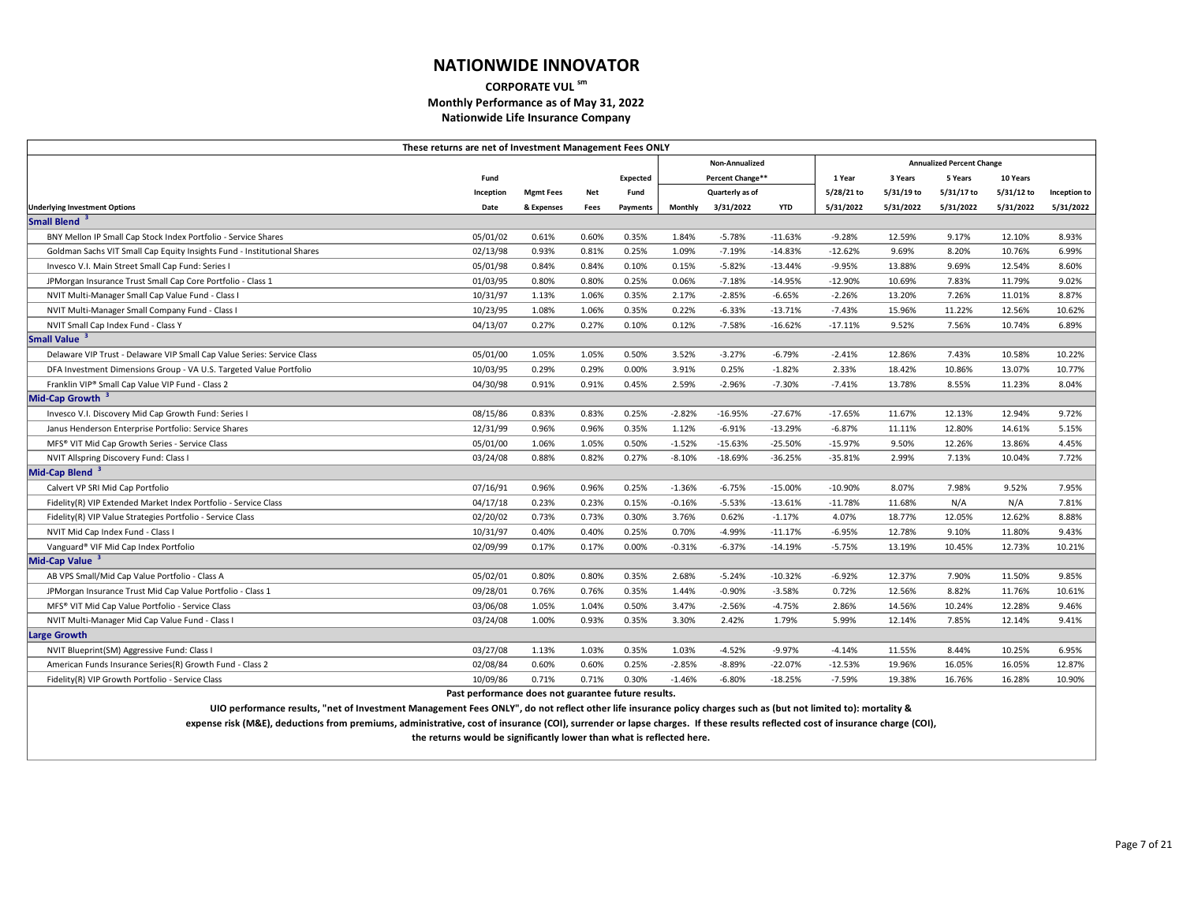# NATIONWIDE INNOVATOR

**CORPORATE VUL sm**

**Monthly Performance as of May 31, 2022**

**Nationwide Life Insurance Company**

**These returns are net of Investment Management Fees ONLY**

| | | | | | Non-Annualized | | | Annualized Percent Change | | | | |
|---|---|---|---|---|---|---|---|---|---|---|---|---|
| | Fund | | | Expected | | Percent Change** | | 1 Year | 3 Years | 5 Years | 10 Years | |
| | Inception | Mgmt Fees | Net | Fund | | Quarterly as of | | 5/28/21 to | 5/31/19 to | 5/31/17 to | 5/31/12 to | Inception to |
| **Underlying Investment Options** | Date | & Expenses | Fees | Payments | Monthly | 3/31/2022 | YTD | 5/31/2022 | 5/31/2022 | 5/31/2022 | 5/31/2022 | 5/31/2022 |
| **Small Blend [3]** | | | | | | | | | | | | |
| BNY Mellon IP Small Cap Stock Index Portfolio - Service Shares | 05/01/02 | 0.61% | 0.60% | 0.35% | 1.84% | -5.78% | -11.63% | -9.28% | 12.59% | 9.17% | 12.10% | 8.93% |
| Goldman Sachs VIT Small Cap Equity Insights Fund - Institutional Shares | 02/13/98 | 0.93% | 0.81% | 0.25% | 1.09% | -7.19% | -14.83% | -12.62% | 9.69% | 8.20% | 10.76% | 6.99% |
| Invesco V.I. Main Street Small Cap Fund: Series I | 05/01/98 | 0.84% | 0.84% | 0.10% | 0.15% | -5.82% | -13.44% | -9.95% | 13.88% | 9.69% | 12.54% | 8.60% |
| JPMorgan Insurance Trust Small Cap Core Portfolio - Class 1 | 01/03/95 | 0.80% | 0.80% | 0.25% | 0.06% | -7.18% | -14.95% | -12.90% | 10.69% | 7.83% | 11.79% | 9.02% |
| NVIT Multi-Manager Small Cap Value Fund - Class I | 10/31/97 | 1.13% | 1.06% | 0.35% | 2.17% | -2.85% | -6.65% | -2.26% | 13.20% | 7.26% | 11.01% | 8.87% |
| NVIT Multi-Manager Small Company Fund - Class I | 10/23/95 | 1.08% | 1.06% | 0.35% | 0.22% | -6.33% | -13.71% | -7.43% | 15.96% | 11.22% | 12.56% | 10.62% |
| NVIT Small Cap Index Fund - Class Y | 04/13/07 | 0.27% | 0.27% | 0.10% | 0.12% | -7.58% | -16.62% | -17.11% | 9.52% | 7.56% | 10.74% | 6.89% |
| **Small Value [3]** | | | | | | | | | | | | |
| Delaware VIP Trust - Delaware VIP Small Cap Value Series: Service Class | 05/01/00 | 1.05% | 1.05% | 0.50% | 3.52% | -3.27% | -6.79% | -2.41% | 12.86% | 7.43% | 10.58% | 10.22% |
| DFA Investment Dimensions Group - VA U.S. Targeted Value Portfolio | 10/03/95 | 0.29% | 0.29% | 0.00% | 3.91% | 0.25% | -1.82% | 2.33% | 18.42% | 10.86% | 13.07% | 10.77% |
| Franklin VIP® Small Cap Value VIP Fund - Class 2 | 04/30/98 | 0.91% | 0.91% | 0.45% | 2.59% | -2.96% | -7.30% | -7.41% | 13.78% | 8.55% | 11.23% | 8.04% |
| **Mid-Cap Growth [3]** | | | | | | | | | | | | |
| Invesco V.I. Discovery Mid Cap Growth Fund: Series I | 08/15/86 | 0.83% | 0.83% | 0.25% | -2.82% | -16.95% | -27.67% | -17.65% | 11.67% | 12.13% | 12.94% | 9.72% |
| Janus Henderson Enterprise Portfolio: Service Shares | 12/31/99 | 0.96% | 0.96% | 0.35% | 1.12% | -6.91% | -13.29% | -6.87% | 11.11% | 12.80% | 14.61% | 5.15% |
| MFS® VIT Mid Cap Growth Series - Service Class | 05/01/00 | 1.06% | 1.05% | 0.50% | -1.52% | -15.63% | -25.50% | -15.97% | 9.50% | 12.26% | 13.86% | 4.45% |
| NVIT Allspring Discovery Fund: Class I | 03/24/08 | 0.88% | 0.82% | 0.27% | -8.10% | -18.69% | -36.25% | -35.81% | 2.99% | 7.13% | 10.04% | 7.72% |
| **Mid-Cap Blend [3]** | | | | | | | | | | | | |
| Calvert VP SRI Mid Cap Portfolio | 07/16/91 | 0.96% | 0.96% | 0.25% | -1.36% | -6.75% | -15.00% | -10.90% | 8.07% | 7.98% | 9.52% | 7.95% |
| Fidelity(R) VIP Extended Market Index Portfolio - Service Class | 04/17/18 | 0.23% | 0.23% | 0.15% | -0.16% | -5.53% | -13.61% | -11.78% | 11.68% | N/A | N/A | 7.81% |
| Fidelity(R) VIP Value Strategies Portfolio - Service Class | 02/20/02 | 0.73% | 0.73% | 0.30% | 3.76% | 0.62% | -1.17% | 4.07% | 18.77% | 12.05% | 12.62% | 8.88% |
| NVIT Mid Cap Index Fund - Class I | 10/31/97 | 0.40% | 0.40% | 0.25% | 0.70% | -4.99% | -11.17% | -6.95% | 12.78% | 9.10% | 11.80% | 9.43% |
| Vanguard® VIF Mid Cap Index Portfolio | 02/09/99 | 0.17% | 0.17% | 0.00% | -0.31% | -6.37% | -14.19% | -5.75% | 13.19% | 10.45% | 12.73% | 10.21% |
| **Mid-Cap Value [3]** | | | | | | | | | | | | |
| AB VPS Small/Mid Cap Value Portfolio - Class A | 05/02/01 | 0.80% | 0.80% | 0.35% | 2.68% | -5.24% | -10.32% | -6.92% | 12.37% | 7.90% | 11.50% | 9.85% |
| JPMorgan Insurance Trust Mid Cap Value Portfolio - Class 1 | 09/28/01 | 0.76% | 0.76% | 0.35% | 1.44% | -0.90% | -3.58% | 0.72% | 12.56% | 8.82% | 11.76% | 10.61% |
| MFS® VIT Mid Cap Value Portfolio - Service Class | 03/06/08 | 1.05% | 1.04% | 0.50% | 3.47% | -2.56% | -4.75% | 2.86% | 14.56% | 10.24% | 12.28% | 9.46% |
| NVIT Multi-Manager Mid Cap Value Fund - Class I | 03/24/08 | 1.00% | 0.93% | 0.35% | 3.30% | 2.42% | 1.79% | 5.99% | 12.14% | 7.85% | 12.14% | 9.41% |
| **Large Growth** | | | | | | | | | | | | |
| NVIT Blueprint(SM) Aggressive Fund: Class I | 03/27/08 | 1.13% | 1.03% | 0.35% | 1.03% | -4.52% | -9.97% | -4.14% | 11.55% | 8.44% | 10.25% | 6.95% |
| American Funds Insurance Series(R) Growth Fund - Class 2 | 02/08/84 | 0.60% | 0.60% | 0.25% | -2.85% | -8.89% | -22.07% | -12.53% | 19.96% | 16.05% | 16.05% | 12.87% |
| Fidelity(R) VIP Growth Portfolio - Service Class | 10/09/86 | 0.71% | 0.71% | 0.30% | -1.46% | -6.80% | -18.25% | -7.59% | 19.38% | 16.76% | 16.28% | 10.90% |

**Past performance does not guarantee future results.**

**UIO performance results, "net of Investment Management Fees ONLY", do not reflect other life insurance policy charges such as (but not limited to): mortality & expense risk (M&E), deductions from premiums, administrative, cost of insurance (COI), surrender or lapse charges. If these results reflected cost of insurance charge (COI), the returns would be significantly lower than what is reflected here.**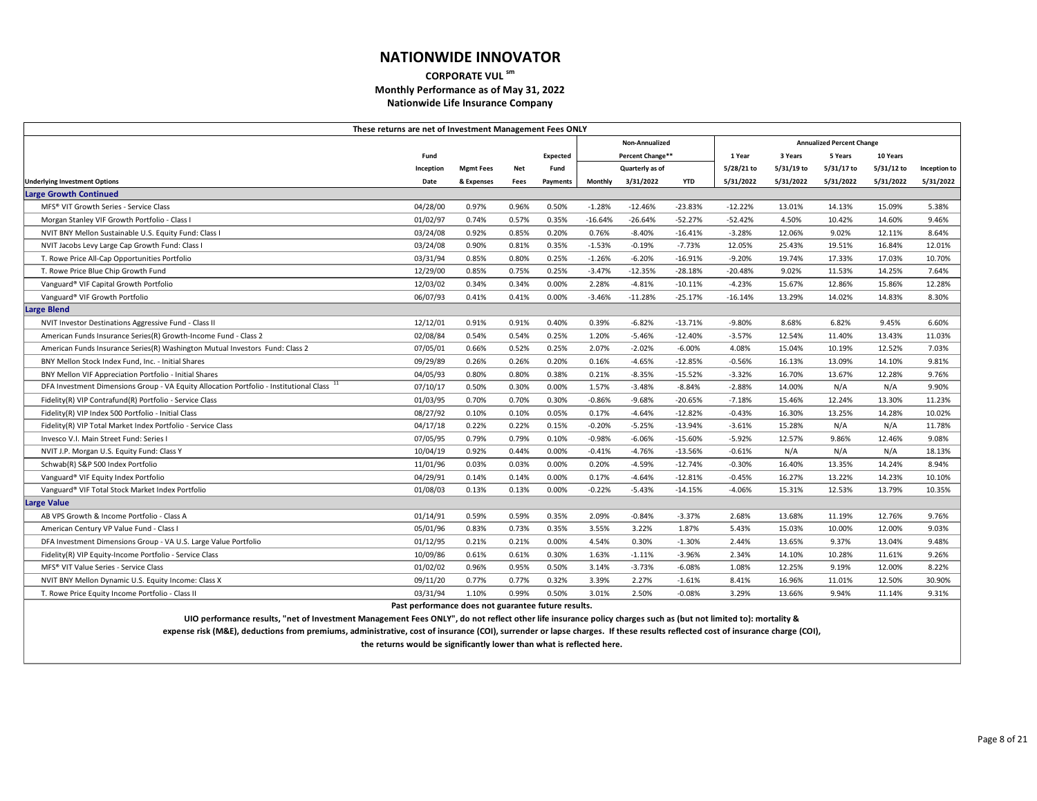# NATIONWIDE INNOVATOR

**CORPORATE VUL [sm]**

**Monthly Performance as of May 31, 2022**

**Nationwide Life Insurance Company**

**These returns are net of Investment Management Fees ONLY**

| Underlying Investment Options | Fund Inception Date | Mgmt Fees & Expenses | Net Fees | Expected Fund Payments | Non-Annualized Percent Change** Monthly | Quarterly as of 3/31/2022 | YTD | Annualized Percent Change 1 Year 5/28/21 to 5/31/2022 | 3 Years 5/31/19 to 5/31/2022 | 5 Years 5/31/17 to 5/31/2022 | 10 Years 5/31/12 to 5/31/2022 | Inception to 5/31/2022 |
|---|---|---|---|---|---|---|---|---|---|---|---|---|
| **Large Growth Continued** | | | | | | | | | | | | |
| MFS® VIT Growth Series - Service Class | 04/28/00 | 0.97% | 0.96% | 0.50% | -1.28% | -12.46% | -23.83% | -12.22% | 13.01% | 14.13% | 15.09% | 5.38% |
| Morgan Stanley VIF Growth Portfolio - Class I | 01/02/97 | 0.74% | 0.57% | 0.35% | -16.64% | -26.64% | -52.27% | -52.42% | 4.50% | 10.42% | 14.60% | 9.46% |
| NVIT BNY Mellon Sustainable U.S. Equity Fund: Class I | 03/24/08 | 0.92% | 0.85% | 0.20% | 0.76% | -8.40% | -16.41% | -3.28% | 12.06% | 9.02% | 12.11% | 8.64% |
| NVIT Jacobs Levy Large Cap Growth Fund: Class I | 03/24/08 | 0.90% | 0.81% | 0.35% | -1.53% | -0.19% | -7.73% | 12.05% | 25.43% | 19.51% | 16.84% | 12.01% |
| T. Rowe Price All-Cap Opportunities Portfolio | 03/31/94 | 0.85% | 0.80% | 0.25% | -1.26% | -6.20% | -16.91% | -9.20% | 19.74% | 17.33% | 17.03% | 10.70% |
| T. Rowe Price Blue Chip Growth Fund | 12/29/00 | 0.85% | 0.75% | 0.25% | -3.47% | -12.35% | -28.18% | -20.48% | 9.02% | 11.53% | 14.25% | 7.64% |
| Vanguard® VIF Capital Growth Portfolio | 12/03/02 | 0.34% | 0.34% | 0.00% | 2.28% | -4.81% | -10.11% | -4.23% | 15.67% | 12.86% | 15.86% | 12.28% |
| Vanguard® VIF Growth Portfolio | 06/07/93 | 0.41% | 0.41% | 0.00% | -3.46% | -11.28% | -25.17% | -16.14% | 13.29% | 14.02% | 14.83% | 8.30% |
| **Large Blend** | | | | | | | | | | | | |
| NVIT Investor Destinations Aggressive Fund - Class II | 12/12/01 | 0.91% | 0.91% | 0.40% | 0.39% | -6.82% | -13.71% | -9.80% | 8.68% | 6.82% | 9.45% | 6.60% |
| American Funds Insurance Series(R) Growth-Income Fund - Class 2 | 02/08/84 | 0.54% | 0.54% | 0.25% | 1.20% | -5.46% | -12.40% | -3.57% | 12.54% | 11.40% | 13.43% | 11.03% |
| American Funds Insurance Series(R) Washington Mutual Investors Fund: Class 2 | 07/05/01 | 0.66% | 0.52% | 0.25% | 2.07% | -2.02% | -6.00% | 4.08% | 15.04% | 10.19% | 12.52% | 7.03% |
| BNY Mellon Stock Index Fund, Inc. - Initial Shares | 09/29/89 | 0.26% | 0.26% | 0.20% | 0.16% | -4.65% | -12.85% | -0.56% | 16.13% | 13.09% | 14.10% | 9.81% |
| BNY Mellon VIF Appreciation Portfolio - Initial Shares | 04/05/93 | 0.80% | 0.80% | 0.38% | 0.21% | -8.35% | -15.52% | -3.32% | 16.70% | 13.67% | 12.28% | 9.76% |
| DFA Investment Dimensions Group - VA Equity Allocation Portfolio - Institutional Class [11] | 07/10/17 | 0.50% | 0.30% | 0.00% | 1.57% | -3.48% | -8.84% | -2.88% | 14.00% | N/A | N/A | 9.90% |
| Fidelity(R) VIP Contrafund(R) Portfolio - Service Class | 01/03/95 | 0.70% | 0.70% | 0.30% | -0.86% | -9.68% | -20.65% | -7.18% | 15.46% | 12.24% | 13.30% | 11.23% |
| Fidelity(R) VIP Index 500 Portfolio - Initial Class | 08/27/92 | 0.10% | 0.10% | 0.05% | 0.17% | -4.64% | -12.82% | -0.43% | 16.30% | 13.25% | 14.28% | 10.02% |
| Fidelity(R) VIP Total Market Index Portfolio - Service Class | 04/17/18 | 0.22% | 0.22% | 0.15% | -0.20% | -5.25% | -13.94% | -3.61% | 15.28% | N/A | N/A | 11.78% |
| Invesco V.I. Main Street Fund: Series I | 07/05/95 | 0.79% | 0.79% | 0.10% | -0.98% | -6.06% | -15.60% | -5.92% | 12.57% | 9.86% | 12.46% | 9.08% |
| NVIT J.P. Morgan U.S. Equity Fund: Class Y | 10/04/19 | 0.92% | 0.44% | 0.00% | -0.41% | -4.76% | -13.56% | -0.61% | N/A | N/A | N/A | 18.13% |
| Schwab(R) S&P 500 Index Portfolio | 11/01/96 | 0.03% | 0.03% | 0.00% | 0.20% | -4.59% | -12.74% | -0.30% | 16.40% | 13.35% | 14.24% | 8.94% |
| Vanguard® VIF Equity Index Portfolio | 04/29/91 | 0.14% | 0.14% | 0.00% | 0.17% | -4.64% | -12.81% | -0.45% | 16.27% | 13.22% | 14.23% | 10.10% |
| Vanguard® VIF Total Stock Market Index Portfolio | 01/08/03 | 0.13% | 0.13% | 0.00% | -0.22% | -5.43% | -14.15% | -4.06% | 15.31% | 12.53% | 13.79% | 10.35% |
| **Large Value** | | | | | | | | | | | | |
| AB VPS Growth & Income Portfolio - Class A | 01/14/91 | 0.59% | 0.59% | 0.35% | 2.09% | -0.84% | -3.37% | 2.68% | 13.68% | 11.19% | 12.76% | 9.76% |
| American Century VP Value Fund - Class I | 05/01/96 | 0.83% | 0.73% | 0.35% | 3.55% | 3.22% | 1.87% | 5.43% | 15.03% | 10.00% | 12.00% | 9.03% |
| DFA Investment Dimensions Group - VA U.S. Large Value Portfolio | 01/12/95 | 0.21% | 0.21% | 0.00% | 4.54% | 0.30% | -1.30% | 2.44% | 13.65% | 9.37% | 13.04% | 9.48% |
| Fidelity(R) VIP Equity-Income Portfolio - Service Class | 10/09/86 | 0.61% | 0.61% | 0.30% | 1.63% | -1.11% | -3.96% | 2.34% | 14.10% | 10.28% | 11.61% | 9.26% |
| MFS® VIT Value Series - Service Class | 01/02/02 | 0.96% | 0.95% | 0.50% | 3.14% | -3.73% | -6.08% | 1.08% | 12.25% | 9.19% | 12.00% | 8.22% |
| NVIT BNY Mellon Dynamic U.S. Equity Income: Class X | 09/11/20 | 0.77% | 0.77% | 0.32% | 3.39% | 2.27% | -1.61% | 8.41% | 16.96% | 11.01% | 12.50% | 30.90% |
| T. Rowe Price Equity Income Portfolio - Class II | 03/31/94 | 1.10% | 0.99% | 0.50% | 3.01% | 2.50% | -0.08% | 3.29% | 13.66% | 9.94% | 11.14% | 9.31% |

**Past performance does not guarantee future results.**

**UIO performance results, "net of Investment Management Fees ONLY", do not reflect other life insurance policy charges such as (but not limited to): mortality & expense risk (M&E), deductions from premiums, administrative, cost of insurance (COI), surrender or lapse charges. If these results reflected cost of insurance charge (COI), the returns would be significantly lower than what is reflected here.**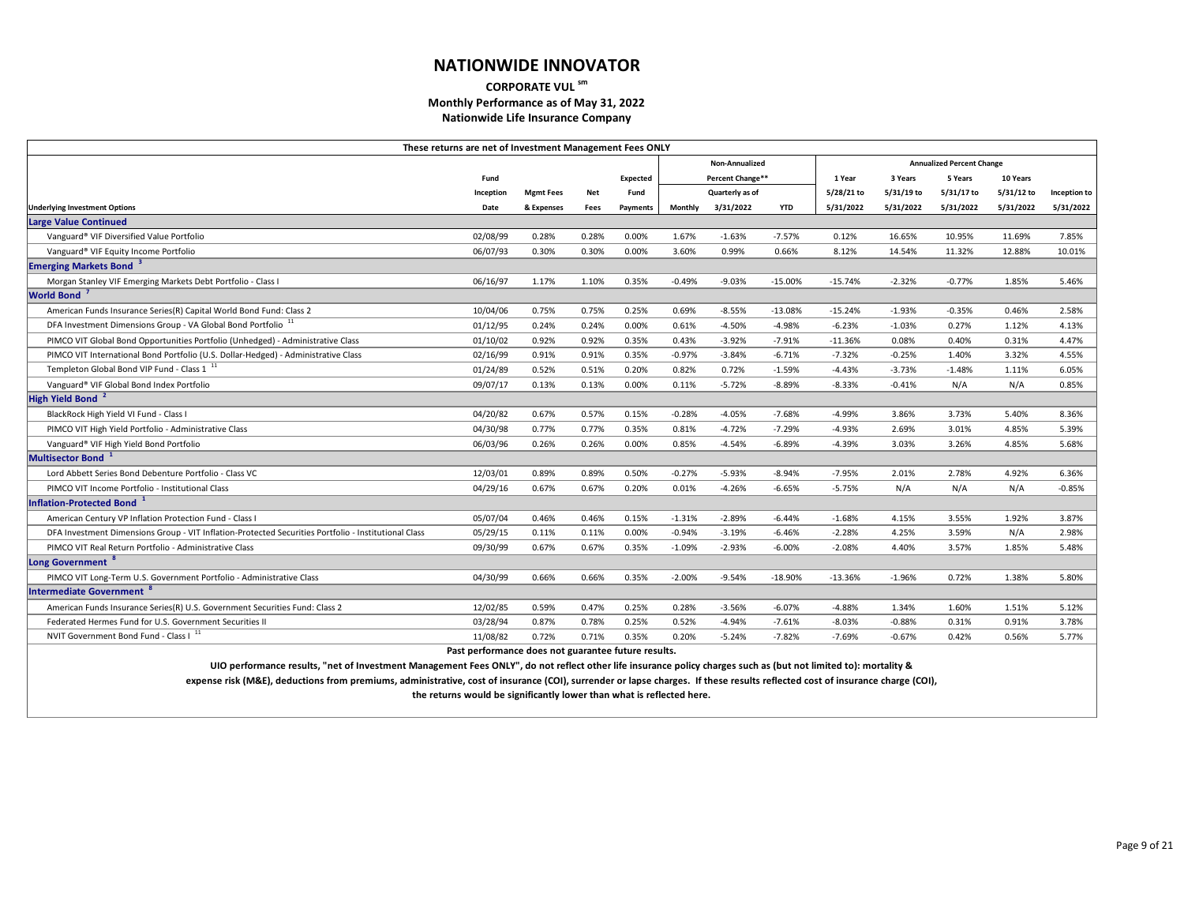# NATIONWIDE INNOVATOR

**CORPORATE VUL [sm]**

**Monthly Performance as of May 31, 2022**

**Nationwide Life Insurance Company**

**These returns are net of Investment Management Fees ONLY**

| Underlying Investment Options | Fund Inception Date | Mgmt Fees & Expenses | Net Fees | Expected Fund Payments | Non-Annualized Percent Change** Monthly | Quarterly as of 3/31/2022 | YTD | Annualized Percent Change 1 Year 5/28/21 to 5/31/2022 | 3 Years 5/31/19 to 5/31/2022 | 5 Years 5/31/17 to 5/31/2022 | 10 Years 5/31/12 to 5/31/2022 | Inception to 5/31/2022 |
|---|---|---|---|---|---|---|---|---|---|---|---|---|
| **Large Value Continued** | | | | | | | | | | | | |
| Vanguard® VIF Diversified Value Portfolio | 02/08/99 | 0.28% | 0.28% | 0.00% | 1.67% | -1.63% | -7.57% | 0.12% | 16.65% | 10.95% | 11.69% | 7.85% |
| Vanguard® VIF Equity Income Portfolio | 06/07/93 | 0.30% | 0.30% | 0.00% | 3.60% | 0.99% | 0.66% | 8.12% | 14.54% | 11.32% | 12.88% | 10.01% |
| **Emerging Markets Bond [3]** | | | | | | | | | | | | |
| Morgan Stanley VIF Emerging Markets Debt Portfolio - Class I | 06/16/97 | 1.17% | 1.10% | 0.35% | -0.49% | -9.03% | -15.00% | -15.74% | -2.32% | -0.77% | 1.85% | 5.46% |
| **World Bond [7]** | | | | | | | | | | | | |
| American Funds Insurance Series(R) Capital World Bond Fund: Class 2 | 10/04/06 | 0.75% | 0.75% | 0.25% | 0.69% | -8.55% | -13.08% | -15.24% | -1.93% | -0.35% | 0.46% | 2.58% |
| DFA Investment Dimensions Group - VA Global Bond Portfolio [11] | 01/12/95 | 0.24% | 0.24% | 0.00% | 0.61% | -4.50% | -4.98% | -6.23% | -1.03% | 0.27% | 1.12% | 4.13% |
| PIMCO VIT Global Bond Opportunities Portfolio (Unhedged) - Administrative Class | 01/10/02 | 0.92% | 0.92% | 0.35% | 0.43% | -3.92% | -7.91% | -11.36% | 0.08% | 0.40% | 0.31% | 4.47% |
| PIMCO VIT International Bond Portfolio (U.S. Dollar-Hedged) - Administrative Class | 02/16/99 | 0.91% | 0.91% | 0.35% | -0.97% | -3.84% | -6.71% | -7.32% | -0.25% | 1.40% | 3.32% | 4.55% |
| Templeton Global Bond VIP Fund - Class 1 [11] | 01/24/89 | 0.52% | 0.51% | 0.20% | 0.82% | 0.72% | -1.59% | -4.43% | -3.73% | -1.48% | 1.11% | 6.05% |
| Vanguard® VIF Global Bond Index Portfolio | 09/07/17 | 0.13% | 0.13% | 0.00% | 0.11% | -5.72% | -8.89% | -8.33% | -0.41% | N/A | N/A | 0.85% |
| **High Yield Bond [2]** | | | | | | | | | | | | |
| BlackRock High Yield VI Fund - Class I | 04/20/82 | 0.67% | 0.57% | 0.15% | -0.28% | -4.05% | -7.68% | -4.99% | 3.86% | 3.73% | 5.40% | 8.36% |
| PIMCO VIT High Yield Portfolio - Administrative Class | 04/30/98 | 0.77% | 0.77% | 0.35% | 0.81% | -4.72% | -7.29% | -4.93% | 2.69% | 3.01% | 4.85% | 5.39% |
| Vanguard® VIF High Yield Bond Portfolio | 06/03/96 | 0.26% | 0.26% | 0.00% | 0.85% | -4.54% | -6.89% | -4.39% | 3.03% | 3.26% | 4.85% | 5.68% |
| **Multisector Bond [1]** | | | | | | | | | | | | |
| Lord Abbett Series Bond Debenture Portfolio - Class VC | 12/03/01 | 0.89% | 0.89% | 0.50% | -0.27% | -5.93% | -8.94% | -7.95% | 2.01% | 2.78% | 4.92% | 6.36% |
| PIMCO VIT Income Portfolio - Institutional Class | 04/29/16 | 0.67% | 0.67% | 0.20% | 0.01% | -4.26% | -6.65% | -5.75% | N/A | N/A | N/A | -0.85% |
| **Inflation-Protected Bond [1]** | | | | | | | | | | | | |
| American Century VP Inflation Protection Fund - Class I | 05/07/04 | 0.46% | 0.46% | 0.15% | -1.31% | -2.89% | -6.44% | -1.68% | 4.15% | 3.55% | 1.92% | 3.87% |
| DFA Investment Dimensions Group - VIT Inflation-Protected Securities Portfolio - Institutional Class | 05/29/15 | 0.11% | 0.11% | 0.00% | -0.94% | -3.19% | -6.46% | -2.28% | 4.25% | 3.59% | N/A | 2.98% |
| PIMCO VIT Real Return Portfolio - Administrative Class | 09/30/99 | 0.67% | 0.67% | 0.35% | -1.09% | -2.93% | -6.00% | -2.08% | 4.40% | 3.57% | 1.85% | 5.48% |
| **Long Government [8]** | | | | | | | | | | | | |
| PIMCO VIT Long-Term U.S. Government Portfolio - Administrative Class | 04/30/99 | 0.66% | 0.66% | 0.35% | -2.00% | -9.54% | -18.90% | -13.36% | -1.96% | 0.72% | 1.38% | 5.80% |
| **Intermediate Government [8]** | | | | | | | | | | | | |
| American Funds Insurance Series(R) U.S. Government Securities Fund: Class 2 | 12/02/85 | 0.59% | 0.47% | 0.25% | 0.28% | -3.56% | -6.07% | -4.88% | 1.34% | 1.60% | 1.51% | 5.12% |
| Federated Hermes Fund for U.S. Government Securities II | 03/28/94 | 0.87% | 0.78% | 0.25% | 0.52% | -4.94% | -7.61% | -8.03% | -0.88% | 0.31% | 0.91% | 3.78% |
| NVIT Government Bond Fund - Class I [11] | 11/08/82 | 0.72% | 0.71% | 0.35% | 0.20% | -5.24% | -7.82% | -7.69% | -0.67% | 0.42% | 0.56% | 5.77% |

**Past performance does not guarantee future results.**

**UIO performance results, "net of Investment Management Fees ONLY", do not reflect other life insurance policy charges such as (but not limited to): mortality & expense risk (M&E), deductions from premiums, administrative, cost of insurance (COI), surrender or lapse charges. If these results reflected cost of insurance charge (COI), the returns would be significantly lower than what is reflected here.**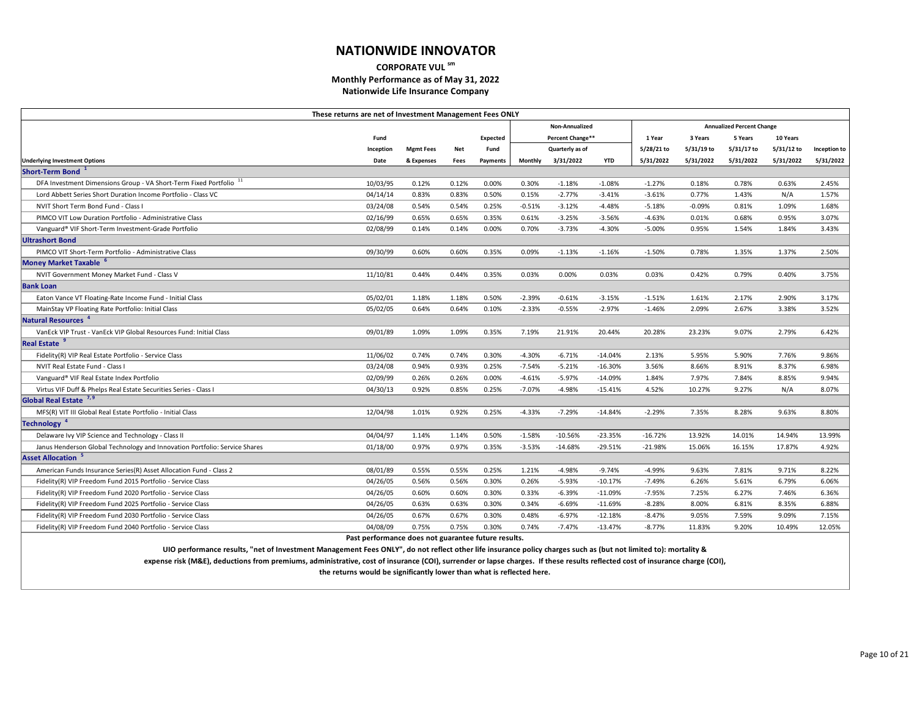# NATIONWIDE INNOVATOR

**CORPORATE VUL [sm]**

**Monthly Performance as of May 31, 2022**

**Nationwide Life Insurance Company**

**These returns are net of Investment Management Fees ONLY**

| | | | | | Non-Annualized | | | Annualized Percent Change | | | | |
|---|---|---|---|---|---|---|---|---|---|---|---|---|
| | Fund | | | Expected | Percent Change** | | | 1 Year | 3 Years | 5 Years | 10 Years | |
| | Inception | Mgmt Fees | Net | Fund | | Quarterly as of | | 5/28/21 to | 5/31/19 to | 5/31/17 to | 5/31/12 to | Inception to |
| **Underlying Investment Options** | Date | & Expenses | Fees | Payments | Monthly | 3/31/2022 | YTD | 5/31/2022 | 5/31/2022 | 5/31/2022 | 5/31/2022 | 5/31/2022 |
| **Short-Term Bond [1]** | | | | | | | | | | | | |
| DFA Investment Dimensions Group - VA Short-Term Fixed Portfolio [11] | 10/03/95 | 0.12% | 0.12% | 0.00% | 0.30% | -1.18% | -1.08% | -1.27% | 0.18% | 0.78% | 0.63% | 2.45% |
| Lord Abbett Series Short Duration Income Portfolio - Class VC | 04/14/14 | 0.83% | 0.83% | 0.50% | 0.15% | -2.77% | -3.41% | -3.61% | 0.77% | 1.43% | N/A | 1.57% |
| NVIT Short Term Bond Fund - Class I | 03/24/08 | 0.54% | 0.54% | 0.25% | -0.51% | -3.12% | -4.48% | -5.18% | -0.09% | 0.81% | 1.09% | 1.68% |
| PIMCO VIT Low Duration Portfolio - Administrative Class | 02/16/99 | 0.65% | 0.65% | 0.35% | 0.61% | -3.25% | -3.56% | -4.63% | 0.01% | 0.68% | 0.95% | 3.07% |
| Vanguard® VIF Short-Term Investment-Grade Portfolio | 02/08/99 | 0.14% | 0.14% | 0.00% | 0.70% | -3.73% | -4.30% | -5.00% | 0.95% | 1.54% | 1.84% | 3.43% |
| **Ultrashort Bond** | | | | | | | | | | | | |
| PIMCO VIT Short-Term Portfolio - Administrative Class | 09/30/99 | 0.60% | 0.60% | 0.35% | 0.09% | -1.13% | -1.16% | -1.50% | 0.78% | 1.35% | 1.37% | 2.50% |
| **Money Market Taxable [6]** | | | | | | | | | | | | |
| NVIT Government Money Market Fund - Class V | 11/10/81 | 0.44% | 0.44% | 0.35% | 0.03% | 0.00% | 0.03% | 0.03% | 0.42% | 0.79% | 0.40% | 3.75% |
| **Bank Loan** | | | | | | | | | | | | |
| Eaton Vance VT Floating-Rate Income Fund - Initial Class | 05/02/01 | 1.18% | 1.18% | 0.50% | -2.39% | -0.61% | -3.15% | -1.51% | 1.61% | 2.17% | 2.90% | 3.17% |
| MainStay VP Floating Rate Portfolio: Initial Class | 05/02/05 | 0.64% | 0.64% | 0.10% | -2.33% | -0.55% | -2.97% | -1.46% | 2.09% | 2.67% | 3.38% | 3.52% |
| **Natural Resources [4]** | | | | | | | | | | | | |
| VanEck VIP Trust - VanEck VIP Global Resources Fund: Initial Class | 09/01/89 | 1.09% | 1.09% | 0.35% | 7.19% | 21.91% | 20.44% | 20.28% | 23.23% | 9.07% | 2.79% | 6.42% |
| **Real Estate [9]** | | | | | | | | | | | | |
| Fidelity(R) VIP Real Estate Portfolio - Service Class | 11/06/02 | 0.74% | 0.74% | 0.30% | -4.30% | -6.71% | -14.04% | 2.13% | 5.95% | 5.90% | 7.76% | 9.86% |
| NVIT Real Estate Fund - Class I | 03/24/08 | 0.94% | 0.93% | 0.25% | -7.54% | -5.21% | -16.30% | 3.56% | 8.66% | 8.91% | 8.37% | 6.98% |
| Vanguard® VIF Real Estate Index Portfolio | 02/09/99 | 0.26% | 0.26% | 0.00% | -4.61% | -5.97% | -14.09% | 1.84% | 7.97% | 7.84% | 8.85% | 9.94% |
| Virtus VIF Duff & Phelps Real Estate Securities Series - Class I | 04/30/13 | 0.92% | 0.85% | 0.25% | -7.07% | -4.98% | -15.41% | 4.52% | 10.27% | 9.27% | N/A | 8.07% |
| **Global Real Estate [7, 9]** | | | | | | | | | | | | |
| MFS(R) VIT III Global Real Estate Portfolio - Initial Class | 12/04/98 | 1.01% | 0.92% | 0.25% | -4.33% | -7.29% | -14.84% | -2.29% | 7.35% | 8.28% | 9.63% | 8.80% |
| **Technology [4]** | | | | | | | | | | | | |
| Delaware Ivy VIP Science and Technology - Class II | 04/04/97 | 1.14% | 1.14% | 0.50% | -1.58% | -10.56% | -23.35% | -16.72% | 13.92% | 14.01% | 14.94% | 13.99% |
| Janus Henderson Global Technology and Innovation Portfolio: Service Shares | 01/18/00 | 0.97% | 0.97% | 0.35% | -3.53% | -14.68% | -29.51% | -21.98% | 15.06% | 16.15% | 17.87% | 4.92% |
| **Asset Allocation [5]** | | | | | | | | | | | | |
| American Funds Insurance Series(R) Asset Allocation Fund - Class 2 | 08/01/89 | 0.55% | 0.55% | 0.25% | 1.21% | -4.98% | -9.74% | -4.99% | 9.63% | 7.81% | 9.71% | 8.22% |
| Fidelity(R) VIP Freedom Fund 2015 Portfolio - Service Class | 04/26/05 | 0.56% | 0.56% | 0.30% | 0.26% | -5.93% | -10.17% | -7.49% | 6.26% | 5.61% | 6.79% | 6.06% |
| Fidelity(R) VIP Freedom Fund 2020 Portfolio - Service Class | 04/26/05 | 0.60% | 0.60% | 0.30% | 0.33% | -6.39% | -11.09% | -7.95% | 7.25% | 6.27% | 7.46% | 6.36% |
| Fidelity(R) VIP Freedom Fund 2025 Portfolio - Service Class | 04/26/05 | 0.63% | 0.63% | 0.30% | 0.34% | -6.69% | -11.69% | -8.28% | 8.00% | 6.81% | 8.35% | 6.88% |
| Fidelity(R) VIP Freedom Fund 2030 Portfolio - Service Class | 04/26/05 | 0.67% | 0.67% | 0.30% | 0.48% | -6.97% | -12.18% | -8.47% | 9.05% | 7.59% | 9.09% | 7.15% |
| Fidelity(R) VIP Freedom Fund 2040 Portfolio - Service Class | 04/08/09 | 0.75% | 0.75% | 0.30% | 0.74% | -7.47% | -13.47% | -8.77% | 11.83% | 9.20% | 10.49% | 12.05% |

**Past performance does not guarantee future results.**

**UIO performance results, "net of Investment Management Fees ONLY", do not reflect other life insurance policy charges such as (but not limited to): mortality & expense risk (M&E), deductions from premiums, administrative, cost of insurance (COI), surrender or lapse charges. If these results reflected cost of insurance charge (COI), the returns would be significantly lower than what is reflected here.**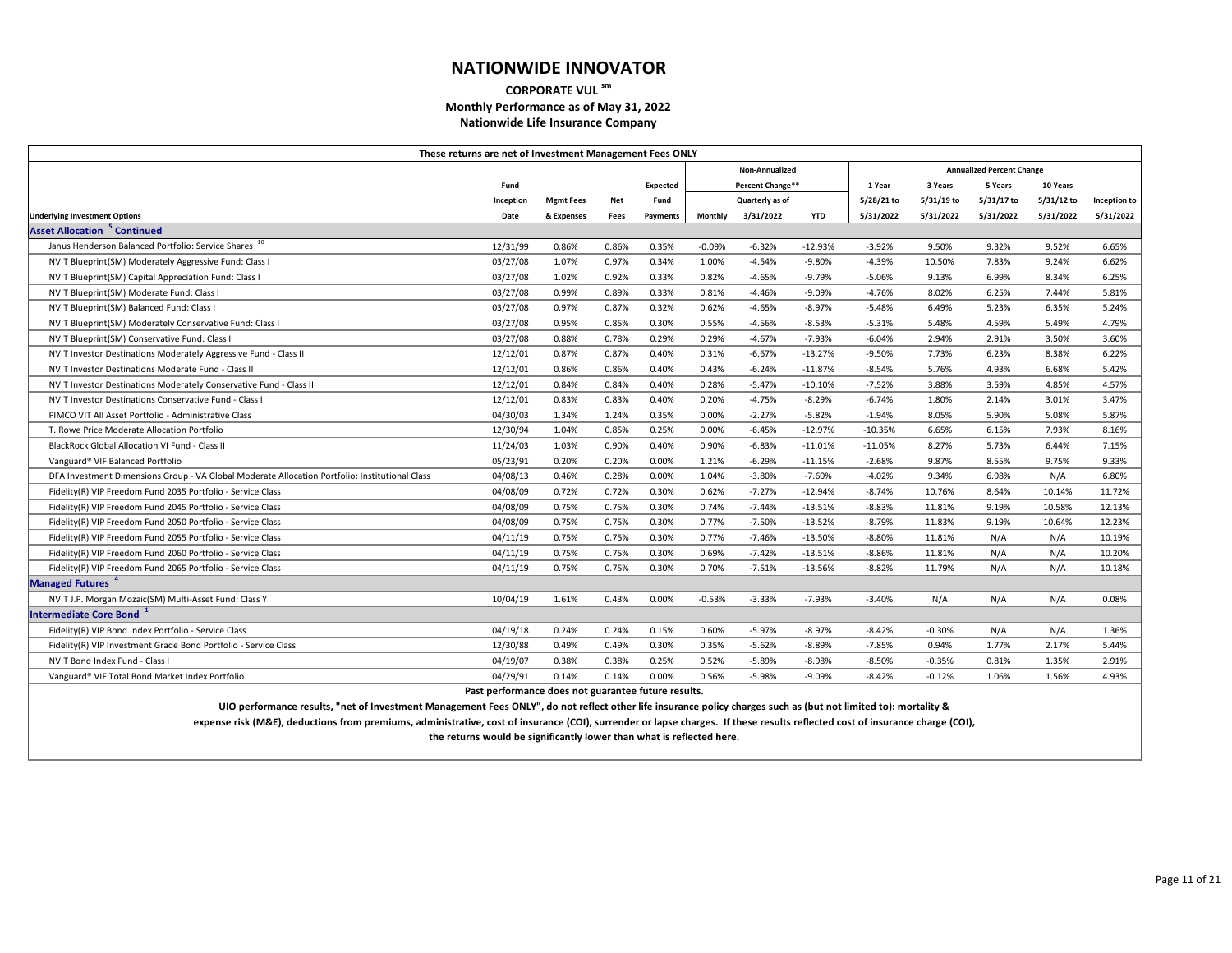# NATIONWIDE INNOVATOR

**CORPORATE VUL sm**

**Monthly Performance as of May 31, 2022**

**Nationwide Life Insurance Company**

| These returns are net of Investment Management Fees ONLY | | | | | | | | | | | | | |
|---|---|---|---|---|---|---|---|---|---|---|---|---|---|
| | | | | | Non-Annualized | | | Annualized Percent Change | | | | | |
| | Fund | | | Expected | Percent Change** | | | 1 Year | 3 Years | 5 Years | 10 Years | | |
| | Inception | Mgmt Fees | Net | Fund | | Quarterly as of | | 5/28/21 to | 5/31/19 to | 5/31/17 to | 5/31/12 to | Inception to | |
| **Underlying Investment Options** | **Date** | **& Expenses** | **Fees** | **Payments** | **Monthly** | **3/31/2022** | **YTD** | **5/31/2022** | **5/31/2022** | **5/31/2022** | **5/31/2022** | **5/31/2022** | |
| **Asset Allocation [5] Continued** | | | | | | | | | | | | | |
| Janus Henderson Balanced Portfolio: Service Shares [10] | 12/31/99 | 0.86% | 0.86% | 0.35% | -0.09% | -6.32% | -12.93% | -3.92% | 9.50% | 9.32% | 9.52% | 6.65% | |
| NVIT Blueprint(SM) Moderately Aggressive Fund: Class I | 03/27/08 | 1.07% | 0.97% | 0.34% | 1.00% | -4.54% | -9.80% | -4.39% | 10.50% | 7.83% | 9.24% | 6.62% | |
| NVIT Blueprint(SM) Capital Appreciation Fund: Class I | 03/27/08 | 1.02% | 0.92% | 0.33% | 0.82% | -4.65% | -9.79% | -5.06% | 9.13% | 6.99% | 8.34% | 6.25% | |
| NVIT Blueprint(SM) Moderate Fund: Class I | 03/27/08 | 0.99% | 0.89% | 0.33% | 0.81% | -4.46% | -9.09% | -4.76% | 8.02% | 6.25% | 7.44% | 5.81% | |
| NVIT Blueprint(SM) Balanced Fund: Class I | 03/27/08 | 0.97% | 0.87% | 0.32% | 0.62% | -4.65% | -8.97% | -5.48% | 6.49% | 5.23% | 6.35% | 5.24% | |
| NVIT Blueprint(SM) Moderately Conservative Fund: Class I | 03/27/08 | 0.95% | 0.85% | 0.30% | 0.55% | -4.56% | -8.53% | -5.31% | 5.48% | 4.59% | 5.49% | 4.79% | |
| NVIT Blueprint(SM) Conservative Fund: Class I | 03/27/08 | 0.88% | 0.78% | 0.29% | 0.29% | -4.67% | -7.93% | -6.04% | 2.94% | 2.91% | 3.50% | 3.60% | |
| NVIT Investor Destinations Moderately Aggressive Fund - Class II | 12/12/01 | 0.87% | 0.87% | 0.40% | 0.31% | -6.67% | -13.27% | -9.50% | 7.73% | 6.23% | 8.38% | 6.22% | |
| NVIT Investor Destinations Moderate Fund - Class II | 12/12/01 | 0.86% | 0.86% | 0.40% | 0.43% | -6.24% | -11.87% | -8.54% | 5.76% | 4.93% | 6.68% | 5.42% | |
| NVIT Investor Destinations Moderately Conservative Fund - Class II | 12/12/01 | 0.84% | 0.84% | 0.40% | 0.28% | -5.47% | -10.10% | -7.52% | 3.88% | 3.59% | 4.85% | 4.57% | |
| NVIT Investor Destinations Conservative Fund - Class II | 12/12/01 | 0.83% | 0.83% | 0.40% | 0.20% | -4.75% | -8.29% | -6.74% | 1.80% | 2.14% | 3.01% | 3.47% | |
| PIMCO VIT All Asset Portfolio - Administrative Class | 04/30/03 | 1.34% | 1.24% | 0.35% | 0.00% | -2.27% | -5.82% | -1.94% | 8.05% | 5.90% | 5.08% | 5.87% | |
| T. Rowe Price Moderate Allocation Portfolio | 12/30/94 | 1.04% | 0.85% | 0.25% | 0.00% | -6.45% | -12.97% | -10.35% | 6.65% | 6.15% | 7.93% | 8.16% | |
| BlackRock Global Allocation VI Fund - Class II | 11/24/03 | 1.03% | 0.90% | 0.40% | 0.90% | -6.83% | -11.01% | -11.05% | 8.27% | 5.73% | 6.44% | 7.15% | |
| Vanguard® VIF Balanced Portfolio | 05/23/91 | 0.20% | 0.20% | 0.00% | 1.21% | -6.29% | -11.15% | -2.68% | 9.87% | 8.55% | 9.75% | 9.33% | |
| DFA Investment Dimensions Group - VA Global Moderate Allocation Portfolio: Institutional Class | 04/08/13 | 0.46% | 0.28% | 0.00% | 1.04% | -3.80% | -7.60% | -4.02% | 9.34% | 6.98% | N/A | 6.80% | |
| Fidelity(R) VIP Freedom Fund 2035 Portfolio - Service Class | 04/08/09 | 0.72% | 0.72% | 0.30% | 0.62% | -7.27% | -12.94% | -8.74% | 10.76% | 8.64% | 10.14% | 11.72% | |
| Fidelity(R) VIP Freedom Fund 2045 Portfolio - Service Class | 04/08/09 | 0.75% | 0.75% | 0.30% | 0.74% | -7.44% | -13.51% | -8.83% | 11.81% | 9.19% | 10.58% | 12.13% | |
| Fidelity(R) VIP Freedom Fund 2050 Portfolio - Service Class | 04/08/09 | 0.75% | 0.75% | 0.30% | 0.77% | -7.50% | -13.52% | -8.79% | 11.83% | 9.19% | 10.64% | 12.23% | |
| Fidelity(R) VIP Freedom Fund 2055 Portfolio - Service Class | 04/11/19 | 0.75% | 0.75% | 0.30% | 0.77% | -7.46% | -13.50% | -8.80% | 11.81% | N/A | N/A | 10.19% | |
| Fidelity(R) VIP Freedom Fund 2060 Portfolio - Service Class | 04/11/19 | 0.75% | 0.75% | 0.30% | 0.69% | -7.42% | -13.51% | -8.86% | 11.81% | N/A | N/A | 10.20% | |
| Fidelity(R) VIP Freedom Fund 2065 Portfolio - Service Class | 04/11/19 | 0.75% | 0.75% | 0.30% | 0.70% | -7.51% | -13.56% | -8.82% | 11.79% | N/A | N/A | 10.18% | |
| **Managed Futures [4]** | | | | | | | | | | | | | |
| NVIT J.P. Morgan Mozaic(SM) Multi-Asset Fund: Class Y | 10/04/19 | 1.61% | 0.43% | 0.00% | -0.53% | -3.33% | -7.93% | -3.40% | N/A | N/A | N/A | 0.08% | |
| **Intermediate Core Bond [1]** | | | | | | | | | | | | | |
| Fidelity(R) VIP Bond Index Portfolio - Service Class | 04/19/18 | 0.24% | 0.24% | 0.15% | 0.60% | -5.97% | -8.97% | -8.42% | -0.30% | N/A | N/A | 1.36% | |
| Fidelity(R) VIP Investment Grade Bond Portfolio - Service Class | 12/30/88 | 0.49% | 0.49% | 0.30% | 0.35% | -5.62% | -8.89% | -7.85% | 0.94% | 1.77% | 2.17% | 5.44% | |
| NVIT Bond Index Fund - Class I | 04/19/07 | 0.38% | 0.38% | 0.25% | 0.52% | -5.89% | -8.98% | -8.50% | -0.35% | 0.81% | 1.35% | 2.91% | |
| Vanguard® VIF Total Bond Market Index Portfolio | 04/29/91 | 0.14% | 0.14% | 0.00% | 0.56% | -5.98% | -9.09% | -8.42% | -0.12% | 1.06% | 1.56% | 4.93% | |

**Past performance does not guarantee future results.**

**UIO performance results, "net of Investment Management Fees ONLY", do not reflect other life insurance policy charges such as (but not limited to): mortality & expense risk (M&E), deductions from premiums, administrative, cost of insurance (COI), surrender or lapse charges. If these results reflected cost of insurance charge (COI), the returns would be significantly lower than what is reflected here.**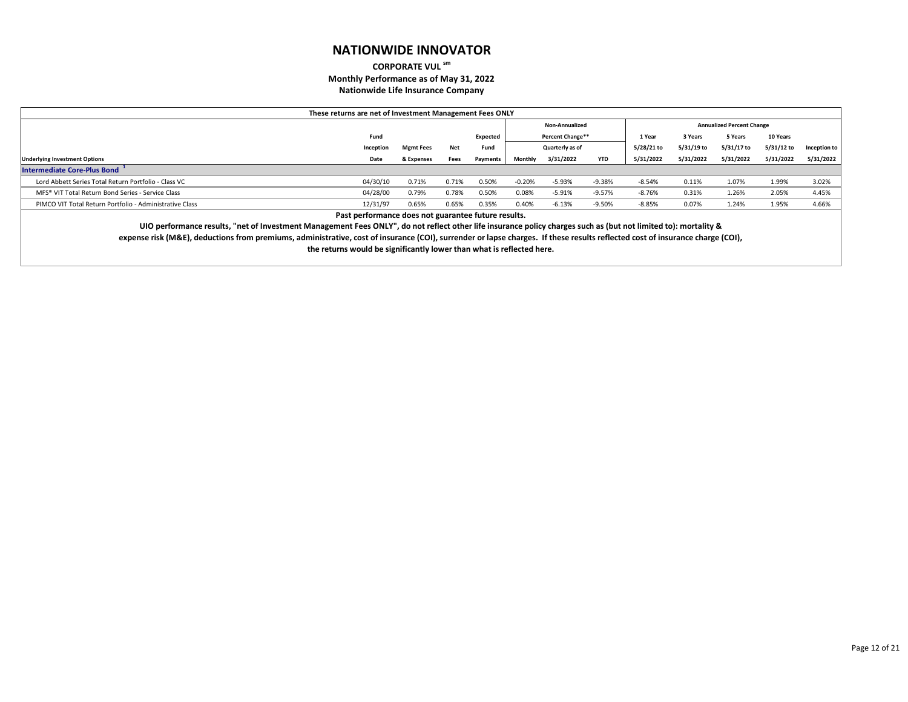# NATIONWIDE INNOVATOR

**CORPORATE VUL [sm]**

**Monthly Performance as of May 31, 2022**

**Nationwide Life Insurance Company**

**These returns are net of Investment Management Fees ONLY**

| Underlying Investment Options | Fund Inception Date | Mgmt Fees & Expenses | Net Fees | Expected Fund Payments | Non-Annualized Percent Change** Monthly | Non-Annualized Percent Change** Quarterly as of 3/31/2022 | Non-Annualized Percent Change** YTD | Annualized Percent Change 1 Year 5/28/21 to 5/31/2022 | Annualized Percent Change 3 Years 5/31/19 to 5/31/2022 | Annualized Percent Change 5 Years 5/31/17 to 5/31/2022 | Annualized Percent Change 10 Years 5/31/12 to 5/31/2022 | Annualized Percent Change Inception to 5/31/2022 |
|---|---|---|---|---|---|---|---|---|---|---|---|---|
| **Intermediate Core-Plus Bond [1]** | | | | | | | | | | | | |
| Lord Abbett Series Total Return Portfolio - Class VC | 04/30/10 | 0.71% | 0.71% | 0.50% | -0.20% | -5.93% | -9.38% | -8.54% | 0.11% | 1.07% | 1.99% | 3.02% |
| MFS® VIT Total Return Bond Series - Service Class | 04/28/00 | 0.79% | 0.78% | 0.50% | 0.08% | -5.91% | -9.57% | -8.76% | 0.31% | 1.26% | 2.05% | 4.45% |
| PIMCO VIT Total Return Portfolio - Administrative Class | 12/31/97 | 0.65% | 0.65% | 0.35% | 0.40% | -6.13% | -9.50% | -8.85% | 0.07% | 1.24% | 1.95% | 4.66% |

**Past performance does not guarantee future results.**

**UIO performance results, "net of Investment Management Fees ONLY", do not reflect other life insurance policy charges such as (but not limited to): mortality & expense risk (M&E), deductions from premiums, administrative, cost of insurance (COI), surrender or lapse charges. If these results reflected cost of insurance charge (COI), the returns would be significantly lower than what is reflected here.**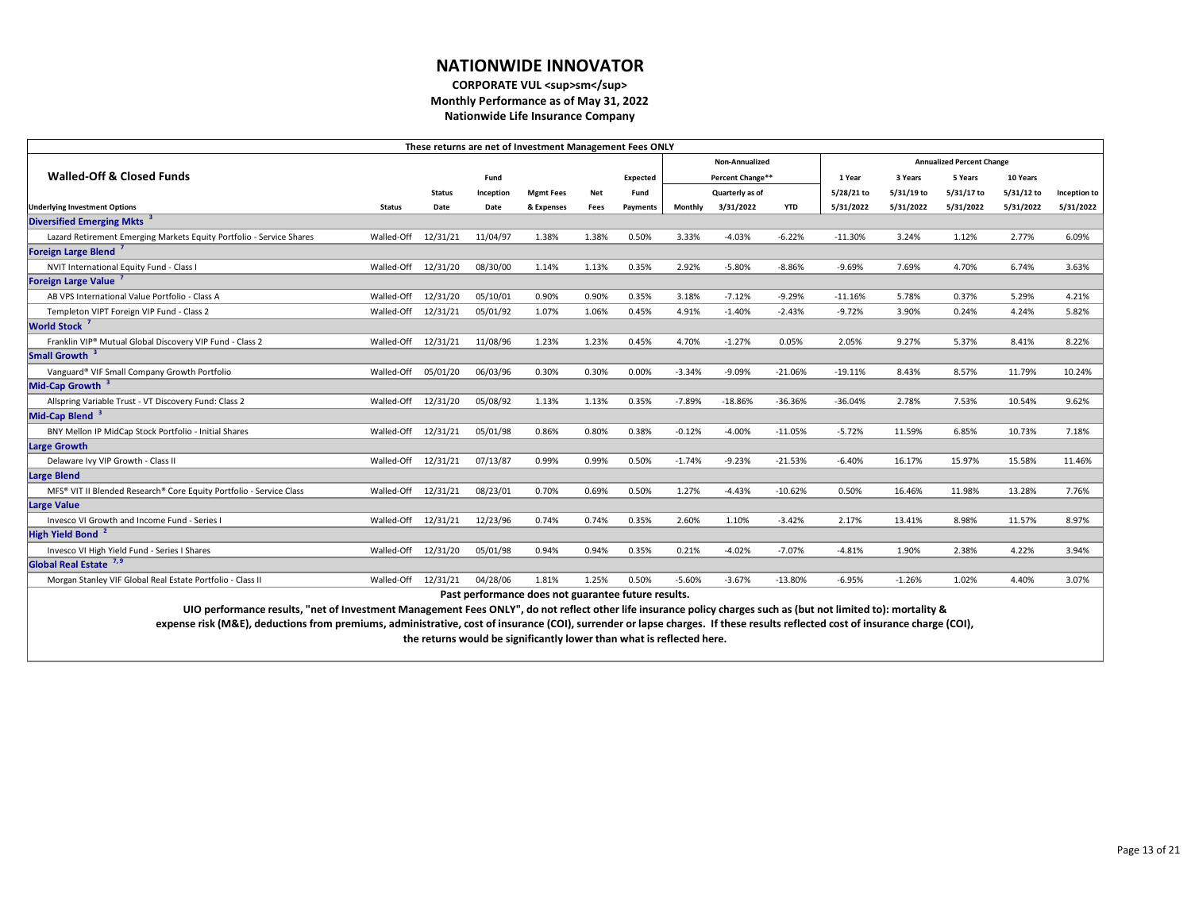# NATIONWIDE INNOVATOR

**CORPORATE VUL <sup>sm</sup>**

**Monthly Performance as of May 31, 2022**

**Nationwide Life Insurance Company**

These returns are net of Investment Management Fees ONLY

| Walled-Off & Closed Funds | | | | | | | Non-Annualized | | | Annualized Percent Change | | | | |
|---|---|---|---|---|---|---|---|---|---|---|---|---|---|---|
| | | | | | | | Percent Change** | | | 1 Year | 3 Years | 5 Years | 10 Years | |
| Underlying Investment Options | Status | Status Date | Fund Inception Date | Mgmt Fees & Expenses | Net Fees | Expected Fund Payments | Monthly | Quarterly as of 3/31/2022 | YTD | 5/28/21 to 5/31/2022 | 5/31/19 to 5/31/2022 | 5/31/17 to 5/31/2022 | 5/31/12 to 5/31/2022 | Inception to 5/31/2022 |
| **Diversified Emerging Mkts [3]** | | | | | | | | | | | | | | |
| Lazard Retirement Emerging Markets Equity Portfolio - Service Shares | Walled-Off | 12/31/21 | 11/04/97 | 1.38% | 1.38% | 0.50% | 3.33% | -4.03% | -6.22% | -11.30% | 3.24% | 1.12% | 2.77% | 6.09% |
| **Foreign Large Blend [7]** | | | | | | | | | | | | | | |
| NVIT International Equity Fund - Class I | Walled-Off | 12/31/20 | 08/30/00 | 1.14% | 1.13% | 0.35% | 2.92% | -5.80% | -8.86% | -9.69% | 7.69% | 4.70% | 6.74% | 3.63% |
| **Foreign Large Value [7]** | | | | | | | | | | | | | | |
| AB VPS International Value Portfolio - Class A | Walled-Off | 12/31/20 | 05/10/01 | 0.90% | 0.90% | 0.35% | 3.18% | -7.12% | -9.29% | -11.16% | 5.78% | 0.37% | 5.29% | 4.21% |
| Templeton VIPT Foreign VIP Fund - Class 2 | Walled-Off | 12/31/21 | 05/01/92 | 1.07% | 1.06% | 0.45% | 4.91% | -1.40% | -2.43% | -9.72% | 3.90% | 0.24% | 4.24% | 5.82% |
| **World Stock [7]** | | | | | | | | | | | | | | |
| Franklin VIP® Mutual Global Discovery VIP Fund - Class 2 | Walled-Off | 12/31/21 | 11/08/96 | 1.23% | 1.23% | 0.45% | 4.70% | -1.27% | 0.05% | 2.05% | 9.27% | 5.37% | 8.41% | 8.22% |
| **Small Growth [3]** | | | | | | | | | | | | | | |
| Vanguard® VIF Small Company Growth Portfolio | Walled-Off | 05/01/20 | 06/03/96 | 0.30% | 0.30% | 0.00% | -3.34% | -9.09% | -21.06% | -19.11% | 8.43% | 8.57% | 11.79% | 10.24% |
| **Mid-Cap Growth [3]** | | | | | | | | | | | | | | |
| Allspring Variable Trust - VT Discovery Fund: Class 2 | Walled-Off | 12/31/20 | 05/08/92 | 1.13% | 1.13% | 0.35% | -7.89% | -18.86% | -36.36% | -36.04% | 2.78% | 7.53% | 10.54% | 9.62% |
| **Mid-Cap Blend [3]** | | | | | | | | | | | | | | |
| BNY Mellon IP MidCap Stock Portfolio - Initial Shares | Walled-Off | 12/31/21 | 05/01/98 | 0.86% | 0.80% | 0.38% | -0.12% | -4.00% | -11.05% | -5.72% | 11.59% | 6.85% | 10.73% | 7.18% |
| **Large Growth** | | | | | | | | | | | | | | |
| Delaware Ivy VIP Growth - Class II | Walled-Off | 12/31/21 | 07/13/87 | 0.99% | 0.99% | 0.50% | -1.74% | -9.23% | -21.53% | -6.40% | 16.17% | 15.97% | 15.58% | 11.46% |
| **Large Blend** | | | | | | | | | | | | | | |
| MFS® VIT II Blended Research® Core Equity Portfolio - Service Class | Walled-Off | 12/31/21 | 08/23/01 | 0.70% | 0.69% | 0.50% | 1.27% | -4.43% | -10.62% | 0.50% | 16.46% | 11.98% | 13.28% | 7.76% |
| **Large Value** | | | | | | | | | | | | | | |
| Invesco VI Growth and Income Fund - Series I | Walled-Off | 12/31/21 | 12/23/96 | 0.74% | 0.74% | 0.35% | 2.60% | 1.10% | -3.42% | 2.17% | 13.41% | 8.98% | 11.57% | 8.97% |
| **High Yield Bond [2]** | | | | | | | | | | | | | | |
| Invesco VI High Yield Fund - Series I Shares | Walled-Off | 12/31/20 | 05/01/98 | 0.94% | 0.94% | 0.35% | 0.21% | -4.02% | -7.07% | -4.81% | 1.90% | 2.38% | 4.22% | 3.94% |
| **Global Real Estate [7, 9]** | | | | | | | | | | | | | | |
| Morgan Stanley VIF Global Real Estate Portfolio - Class II | Walled-Off | 12/31/21 | 04/28/06 | 1.81% | 1.25% | 0.50% | -5.60% | -3.67% | -13.80% | -6.95% | -1.26% | 1.02% | 4.40% | 3.07% |

**Past performance does not guarantee future results.**

**UIO performance results, "net of Investment Management Fees ONLY", do not reflect other life insurance policy charges such as (but not limited to): mortality & expense risk (M&E), deductions from premiums, administrative, cost of insurance (COI), surrender or lapse charges. If these results reflected cost of insurance charge (COI), the returns would be significantly lower than what is reflected here.**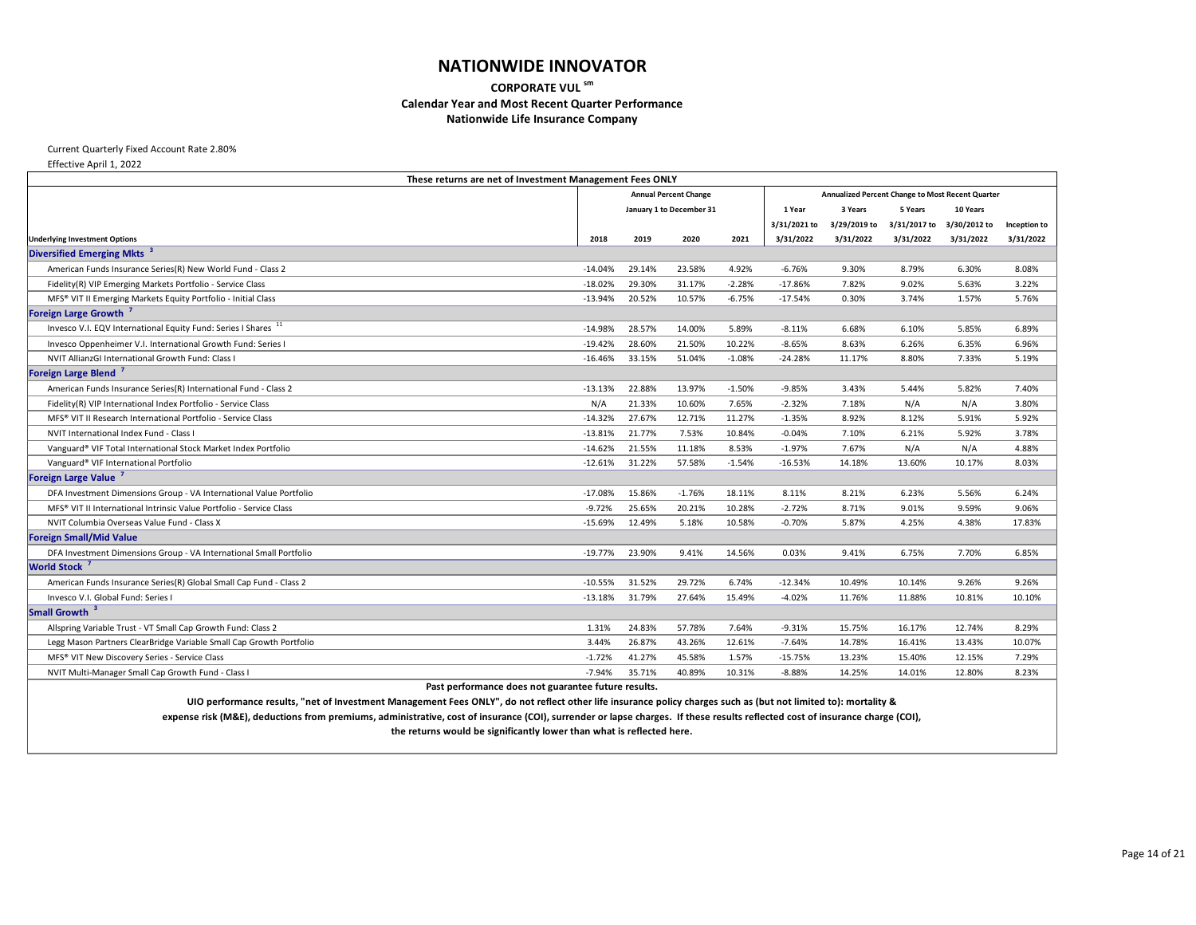# NATIONWIDE INNOVATOR

## CORPORATE VUL [sm]

### Calendar Year and Most Recent Quarter Performance

### Nationwide Life Insurance Company

Current Quarterly Fixed Account Rate 2.80%

Effective April 1, 2022

| These returns are net of Investment Management Fees ONLY | | | | | | | | | |
|---|---|---|---|---|---|---|---|---|---|
| | Annual Percent Change January 1 to December 31 | | | | Annualized Percent Change to Most Recent Quarter | | | | |
| | | | | | 1 Year | 3 Years | 5 Years | 10 Years | |
| | | | | | 3/31/2021 to | 3/29/2019 to | 3/31/2017 to | 3/30/2012 to | Inception to |
| Underlying Investment Options | 2018 | 2019 | 2020 | 2021 | 3/31/2022 | 3/31/2022 | 3/31/2022 | 3/31/2022 | 3/31/2022 |
| **Diversified Emerging Mkts [3]** | | | | | | | | | |
| American Funds Insurance Series(R) New World Fund - Class 2 | -14.04% | 29.14% | 23.58% | 4.92% | -6.76% | 9.30% | 8.79% | 6.30% | 8.08% |
| Fidelity(R) VIP Emerging Markets Portfolio - Service Class | -18.02% | 29.30% | 31.17% | -2.28% | -17.86% | 7.82% | 9.02% | 5.63% | 3.22% |
| MFS® VIT II Emerging Markets Equity Portfolio - Initial Class | -13.94% | 20.52% | 10.57% | -6.75% | -17.54% | 0.30% | 3.74% | 1.57% | 5.76% |
| **Foreign Large Growth [7]** | | | | | | | | | |
| Invesco V.I. EQV International Equity Fund: Series I Shares [11] | -14.98% | 28.57% | 14.00% | 5.89% | -8.11% | 6.68% | 6.10% | 5.85% | 6.89% |
| Invesco Oppenheimer V.I. International Growth Fund: Series I | -19.42% | 28.60% | 21.50% | 10.22% | -8.65% | 8.63% | 6.26% | 6.35% | 6.96% |
| NVIT AllianzGI International Growth Fund: Class I | -16.46% | 33.15% | 51.04% | -1.08% | -24.28% | 11.17% | 8.80% | 7.33% | 5.19% |
| **Foreign Large Blend [7]** | | | | | | | | | |
| American Funds Insurance Series(R) International Fund - Class 2 | -13.13% | 22.88% | 13.97% | -1.50% | -9.85% | 3.43% | 5.44% | 5.82% | 7.40% |
| Fidelity(R) VIP International Index Portfolio - Service Class | N/A | 21.33% | 10.60% | 7.65% | -2.32% | 7.18% | N/A | N/A | 3.80% |
| MFS® VIT II Research International Portfolio - Service Class | -14.32% | 27.67% | 12.71% | 11.27% | -1.35% | 8.92% | 8.12% | 5.91% | 5.92% |
| NVIT International Index Fund - Class I | -13.81% | 21.77% | 7.53% | 10.84% | -0.04% | 7.10% | 6.21% | 5.92% | 3.78% |
| Vanguard® VIF Total International Stock Market Index Portfolio | -14.62% | 21.55% | 11.18% | 8.53% | -1.97% | 7.67% | N/A | N/A | 4.88% |
| Vanguard® VIF International Portfolio | -12.61% | 31.22% | 57.58% | -1.54% | -16.53% | 14.18% | 13.60% | 10.17% | 8.03% |
| **Foreign Large Value [7]** | | | | | | | | | |
| DFA Investment Dimensions Group - VA International Value Portfolio | -17.08% | 15.86% | -1.76% | 18.11% | 8.11% | 8.21% | 6.23% | 5.56% | 6.24% |
| MFS® VIT II International Intrinsic Value Portfolio - Service Class | -9.72% | 25.65% | 20.21% | 10.28% | -2.72% | 8.71% | 9.01% | 9.59% | 9.06% |
| NVIT Columbia Overseas Value Fund - Class X | -15.69% | 12.49% | 5.18% | 10.58% | -0.70% | 5.87% | 4.25% | 4.38% | 17.83% |
| **Foreign Small/Mid Value** | | | | | | | | | |
| DFA Investment Dimensions Group - VA International Small Portfolio | -19.77% | 23.90% | 9.41% | 14.56% | 0.03% | 9.41% | 6.75% | 7.70% | 6.85% |
| **World Stock [7]** | | | | | | | | | |
| American Funds Insurance Series(R) Global Small Cap Fund - Class 2 | -10.55% | 31.52% | 29.72% | 6.74% | -12.34% | 10.49% | 10.14% | 9.26% | 9.26% |
| Invesco V.I. Global Fund: Series I | -13.18% | 31.79% | 27.64% | 15.49% | -4.02% | 11.76% | 11.88% | 10.81% | 10.10% |
| **Small Growth [3]** | | | | | | | | | |
| Allspring Variable Trust - VT Small Cap Growth Fund: Class 2 | 1.31% | 24.83% | 57.78% | 7.64% | -9.31% | 15.75% | 16.17% | 12.74% | 8.29% |
| Legg Mason Partners ClearBridge Variable Small Cap Growth Portfolio | 3.44% | 26.87% | 43.26% | 12.61% | -7.64% | 14.78% | 16.41% | 13.43% | 10.07% |
| MFS® VIT New Discovery Series - Service Class | -1.72% | 41.27% | 45.58% | 1.57% | -15.75% | 13.23% | 15.40% | 12.15% | 7.29% |
| NVIT Multi-Manager Small Cap Growth Fund - Class I | -7.94% | 35.71% | 40.89% | 10.31% | -8.88% | 14.25% | 14.01% | 12.80% | 8.23% |

**Past performance does not guarantee future results.**

**UIO performance results, "net of Investment Management Fees ONLY", do not reflect other life insurance policy charges such as (but not limited to): mortality & expense risk (M&E), deductions from premiums, administrative, cost of insurance (COI), surrender or lapse charges. If these results reflected cost of insurance charge (COI), the returns would be significantly lower than what is reflected here.**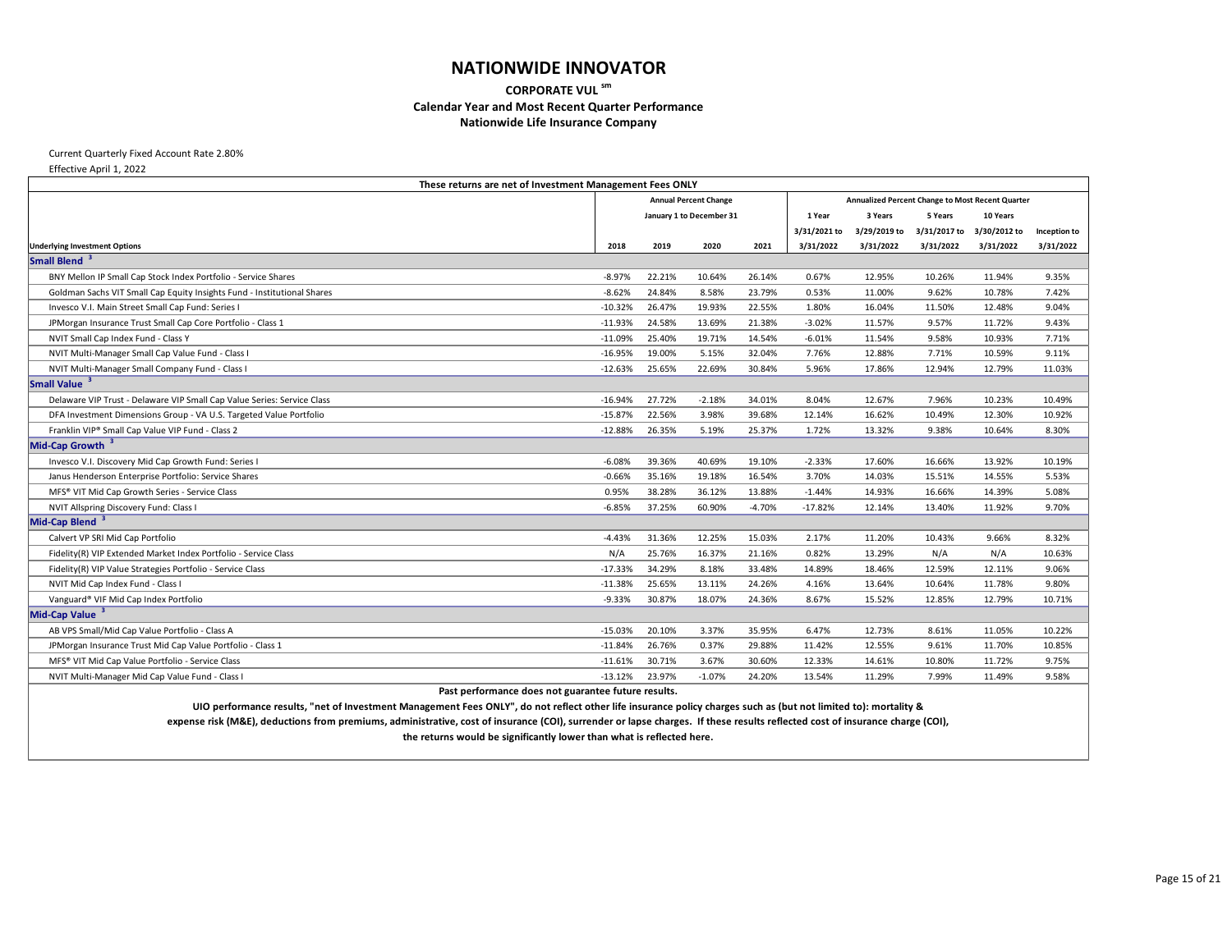# NATIONWIDE INNOVATOR

**CORPORATE VUL sm**

**Calendar Year and Most Recent Quarter Performance**

**Nationwide Life Insurance Company**

Current Quarterly Fixed Account Rate 2.80%

Effective April 1, 2022

| These returns are net of Investment Management Fees ONLY | | | | | | | | | |
|---|---|---|---|---|---|---|---|---|---|
| | Annual Percent Change January 1 to December 31 | | | | Annualized Percent Change to Most Recent Quarter | | | | |
| | | | | | 1 Year | 3 Years | 5 Years | 10 Years | |
| | | | | | 3/31/2021 to | 3/29/2019 to | 3/31/2017 to | 3/30/2012 to | Inception to |
| **Underlying Investment Options** | **2018** | **2019** | **2020** | **2021** | **3/31/2022** | **3/31/2022** | **3/31/2022** | **3/31/2022** | **3/31/2022** |
| **Small Blend [3]** | | | | | | | | | |
| BNY Mellon IP Small Cap Stock Index Portfolio - Service Shares | -8.97% | 22.21% | 10.64% | 26.14% | 0.67% | 12.95% | 10.26% | 11.94% | 9.35% |
| Goldman Sachs VIT Small Cap Equity Insights Fund - Institutional Shares | -8.62% | 24.84% | 8.58% | 23.79% | 0.53% | 11.00% | 9.62% | 10.78% | 7.42% |
| Invesco V.I. Main Street Small Cap Fund: Series I | -10.32% | 26.47% | 19.93% | 22.55% | 1.80% | 16.04% | 11.50% | 12.48% | 9.04% |
| JPMorgan Insurance Trust Small Cap Core Portfolio - Class 1 | -11.93% | 24.58% | 13.69% | 21.38% | -3.02% | 11.57% | 9.57% | 11.72% | 9.43% |
| NVIT Small Cap Index Fund - Class Y | -11.09% | 25.40% | 19.71% | 14.54% | -6.01% | 11.54% | 9.58% | 10.93% | 7.71% |
| NVIT Multi-Manager Small Cap Value Fund - Class I | -16.95% | 19.00% | 5.15% | 32.04% | 7.76% | 12.88% | 7.71% | 10.59% | 9.11% |
| NVIT Multi-Manager Small Company Fund - Class I | -12.63% | 25.65% | 22.69% | 30.84% | 5.96% | 17.86% | 12.94% | 12.79% | 11.03% |
| **Small Value [3]** | | | | | | | | | |
| Delaware VIP Trust - Delaware VIP Small Cap Value Series: Service Class | -16.94% | 27.72% | -2.18% | 34.01% | 8.04% | 12.67% | 7.96% | 10.23% | 10.49% |
| DFA Investment Dimensions Group - VA U.S. Targeted Value Portfolio | -15.87% | 22.56% | 3.98% | 39.68% | 12.14% | 16.62% | 10.49% | 12.30% | 10.92% |
| Franklin VIP® Small Cap Value VIP Fund - Class 2 | -12.88% | 26.35% | 5.19% | 25.37% | 1.72% | 13.32% | 9.38% | 10.64% | 8.30% |
| **Mid-Cap Growth [3]** | | | | | | | | | |
| Invesco V.I. Discovery Mid Cap Growth Fund: Series I | -6.08% | 39.36% | 40.69% | 19.10% | -2.33% | 17.60% | 16.66% | 13.92% | 10.19% |
| Janus Henderson Enterprise Portfolio: Service Shares | -0.66% | 35.16% | 19.18% | 16.54% | 3.70% | 14.03% | 15.51% | 14.55% | 5.53% |
| MFS® VIT Mid Cap Growth Series - Service Class | 0.95% | 38.28% | 36.12% | 13.88% | -1.44% | 14.93% | 16.66% | 14.39% | 5.08% |
| NVIT Allspring Discovery Fund: Class I | -6.85% | 37.25% | 60.90% | -4.70% | -17.82% | 12.14% | 13.40% | 11.92% | 9.70% |
| **Mid-Cap Blend [3]** | | | | | | | | | |
| Calvert VP SRI Mid Cap Portfolio | -4.43% | 31.36% | 12.25% | 15.03% | 2.17% | 11.20% | 10.43% | 9.66% | 8.32% |
| Fidelity(R) VIP Extended Market Index Portfolio - Service Class | N/A | 25.76% | 16.37% | 21.16% | 0.82% | 13.29% | N/A | N/A | 10.63% |
| Fidelity(R) VIP Value Strategies Portfolio - Service Class | -17.33% | 34.29% | 8.18% | 33.48% | 14.89% | 18.46% | 12.59% | 12.11% | 9.06% |
| NVIT Mid Cap Index Fund - Class I | -11.38% | 25.65% | 13.11% | 24.26% | 4.16% | 13.64% | 10.64% | 11.78% | 9.80% |
| Vanguard® VIF Mid Cap Index Portfolio | -9.33% | 30.87% | 18.07% | 24.36% | 8.67% | 15.52% | 12.85% | 12.79% | 10.71% |
| **Mid-Cap Value [3]** | | | | | | | | | |
| AB VPS Small/Mid Cap Value Portfolio - Class A | -15.03% | 20.10% | 3.37% | 35.95% | 6.47% | 12.73% | 8.61% | 11.05% | 10.22% |
| JPMorgan Insurance Trust Mid Cap Value Portfolio - Class 1 | -11.84% | 26.76% | 0.37% | 29.88% | 11.42% | 12.55% | 9.61% | 11.70% | 10.85% |
| MFS® VIT Mid Cap Value Portfolio - Service Class | -11.61% | 30.71% | 3.67% | 30.60% | 12.33% | 14.61% | 10.80% | 11.72% | 9.75% |
| NVIT Multi-Manager Mid Cap Value Fund - Class I | -13.12% | 23.97% | -1.07% | 24.20% | 13.54% | 11.29% | 7.99% | 11.49% | 9.58% |

**Past performance does not guarantee future results.**

**UIO performance results, "net of Investment Management Fees ONLY", do not reflect other life insurance policy charges such as (but not limited to): mortality & expense risk (M&E), deductions from premiums, administrative, cost of insurance (COI), surrender or lapse charges. If these results reflected cost of insurance charge (COI), the returns would be significantly lower than what is reflected here.**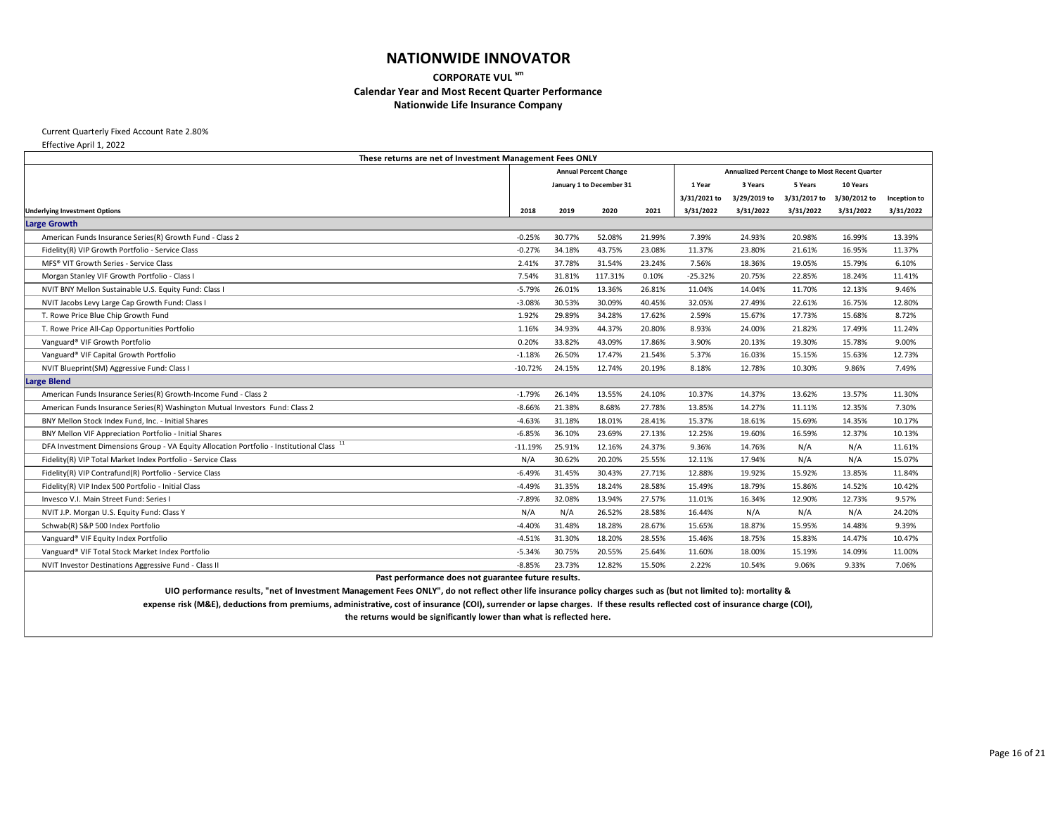# NATIONWIDE INNOVATOR

## CORPORATE VUL [sm]

### Calendar Year and Most Recent Quarter Performance

### Nationwide Life Insurance Company

Current Quarterly Fixed Account Rate 2.80%

Effective April 1, 2022

**These returns are net of Investment Management Fees ONLY**

| Underlying Investment Options | Annual Percent Change January 1 to December 31 | | | | Annualized Percent Change to Most Recent Quarter | | | | |
|---|---|---|---|---|---|---|---|---|---|
| | 2018 | 2019 | 2020 | 2021 | 1 Year 3/31/2021 to 3/31/2022 | 3 Years 3/29/2019 to 3/31/2022 | 5 Years 3/31/2017 to 3/31/2022 | 10 Years 3/30/2012 to 3/31/2022 | Inception to 3/31/2022 |
| **Large Growth** | | | | | | | | | |
| American Funds Insurance Series(R) Growth Fund - Class 2 | -0.25% | 30.77% | 52.08% | 21.99% | 7.39% | 24.93% | 20.98% | 16.99% | 13.39% |
| Fidelity(R) VIP Growth Portfolio - Service Class | -0.27% | 34.18% | 43.75% | 23.08% | 11.37% | 23.80% | 21.61% | 16.95% | 11.37% |
| MFS® VIT Growth Series - Service Class | 2.41% | 37.78% | 31.54% | 23.24% | 7.56% | 18.36% | 19.05% | 15.79% | 6.10% |
| Morgan Stanley VIF Growth Portfolio - Class I | 7.54% | 31.81% | 117.31% | 0.10% | -25.32% | 20.75% | 22.85% | 18.24% | 11.41% |
| NVIT BNY Mellon Sustainable U.S. Equity Fund: Class I | -5.79% | 26.01% | 13.36% | 26.81% | 11.04% | 14.04% | 11.70% | 12.13% | 9.46% |
| NVIT Jacobs Levy Large Cap Growth Fund: Class I | -3.08% | 30.53% | 30.09% | 40.45% | 32.05% | 27.49% | 22.61% | 16.75% | 12.80% |
| T. Rowe Price Blue Chip Growth Fund | 1.92% | 29.89% | 34.28% | 17.62% | 2.59% | 15.67% | 17.73% | 15.68% | 8.72% |
| T. Rowe Price All-Cap Opportunities Portfolio | 1.16% | 34.93% | 44.37% | 20.80% | 8.93% | 24.00% | 21.82% | 17.49% | 11.24% |
| Vanguard® VIF Growth Portfolio | 0.20% | 33.82% | 43.09% | 17.86% | 3.90% | 20.13% | 19.30% | 15.78% | 9.00% |
| Vanguard® VIF Capital Growth Portfolio | -1.18% | 26.50% | 17.47% | 21.54% | 5.37% | 16.03% | 15.15% | 15.63% | 12.73% |
| NVIT Blueprint(SM) Aggressive Fund: Class I | -10.72% | 24.15% | 12.74% | 20.19% | 8.18% | 12.78% | 10.30% | 9.86% | 7.49% |
| **Large Blend** | | | | | | | | | |
| American Funds Insurance Series(R) Growth-Income Fund - Class 2 | -1.79% | 26.14% | 13.55% | 24.10% | 10.37% | 14.37% | 13.62% | 13.57% | 11.30% |
| American Funds Insurance Series(R) Washington Mutual Investors Fund: Class 2 | -8.66% | 21.38% | 8.68% | 27.78% | 13.85% | 14.27% | 11.11% | 12.35% | 7.30% |
| BNY Mellon Stock Index Fund, Inc. - Initial Shares | -4.63% | 31.18% | 18.01% | 28.41% | 15.37% | 18.61% | 15.69% | 14.35% | 10.17% |
| BNY Mellon VIF Appreciation Portfolio - Initial Shares | -6.85% | 36.10% | 23.69% | 27.13% | 12.25% | 19.60% | 16.59% | 12.37% | 10.13% |
| DFA Investment Dimensions Group - VA Equity Allocation Portfolio - Institutional Class [11] | -11.19% | 25.91% | 12.16% | 24.37% | 9.36% | 14.76% | N/A | N/A | 11.61% |
| Fidelity(R) VIP Total Market Index Portfolio - Service Class | N/A | 30.62% | 20.20% | 25.55% | 12.11% | 17.94% | N/A | N/A | 15.07% |
| Fidelity(R) VIP Contrafund(R) Portfolio - Service Class | -6.49% | 31.45% | 30.43% | 27.71% | 12.88% | 19.92% | 15.92% | 13.85% | 11.84% |
| Fidelity(R) VIP Index 500 Portfolio - Initial Class | -4.49% | 31.35% | 18.24% | 28.58% | 15.49% | 18.79% | 15.86% | 14.52% | 10.42% |
| Invesco V.I. Main Street Fund: Series I | -7.89% | 32.08% | 13.94% | 27.57% | 11.01% | 16.34% | 12.90% | 12.73% | 9.57% |
| NVIT J.P. Morgan U.S. Equity Fund: Class Y | N/A | N/A | 26.52% | 28.58% | 16.44% | N/A | N/A | N/A | 24.20% |
| Schwab(R) S&P 500 Index Portfolio | -4.40% | 31.48% | 18.28% | 28.67% | 15.65% | 18.87% | 15.95% | 14.48% | 9.39% |
| Vanguard® VIF Equity Index Portfolio | -4.51% | 31.30% | 18.20% | 28.55% | 15.46% | 18.75% | 15.83% | 14.47% | 10.47% |
| Vanguard® VIF Total Stock Market Index Portfolio | -5.34% | 30.75% | 20.55% | 25.64% | 11.60% | 18.00% | 15.19% | 14.09% | 11.00% |
| NVIT Investor Destinations Aggressive Fund - Class II | -8.85% | 23.73% | 12.82% | 15.50% | 2.22% | 10.54% | 9.06% | 9.33% | 7.06% |

**Past performance does not guarantee future results.**

**UIO performance results, "net of Investment Management Fees ONLY", do not reflect other life insurance policy charges such as (but not limited to): mortality & expense risk (M&E), deductions from premiums, administrative, cost of insurance (COI), surrender or lapse charges. If these results reflected cost of insurance charge (COI), the returns would be significantly lower than what is reflected here.**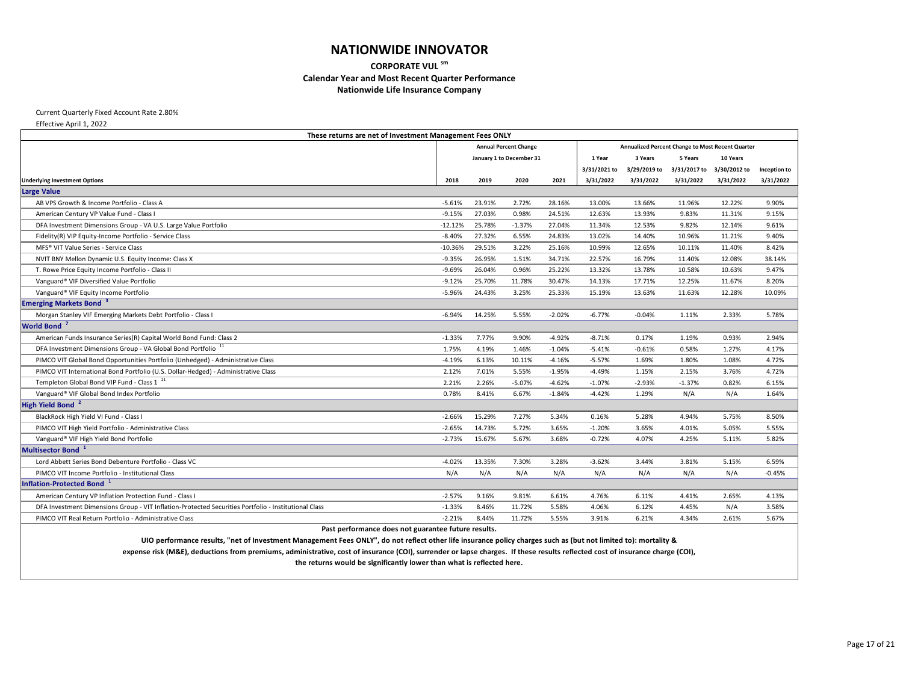# NATIONWIDE INNOVATOR

**CORPORATE VUL [sm]**

**Calendar Year and Most Recent Quarter Performance**

**Nationwide Life Insurance Company**

Current Quarterly Fixed Account Rate 2.80%

Effective April 1, 2022

| These returns are net of Investment Management Fees ONLY | | | | | | | | | |
|---|---|---|---|---|---|---|---|---|---|
| | Annual Percent Change January 1 to December 31 | | | | Annualized Percent Change to Most Recent Quarter | | | | |
| | | | | | 1 Year | 3 Years | 5 Years | 10 Years | |
| **Underlying Investment Options** | **2018** | **2019** | **2020** | **2021** | **3/31/2021 to 3/31/2022** | **3/29/2019 to 3/31/2022** | **3/31/2017 to 3/31/2022** | **3/30/2012 to 3/31/2022** | **Inception to 3/31/2022** |
| **Large Value** | | | | | | | | | |
| AB VPS Growth & Income Portfolio - Class A | -5.61% | 23.91% | 2.72% | 28.16% | 13.00% | 13.66% | 11.96% | 12.22% | 9.90% |
| American Century VP Value Fund - Class I | -9.15% | 27.03% | 0.98% | 24.51% | 12.63% | 13.93% | 9.83% | 11.31% | 9.15% |
| DFA Investment Dimensions Group - VA U.S. Large Value Portfolio | -12.12% | 25.78% | -1.37% | 27.04% | 11.34% | 12.53% | 9.82% | 12.14% | 9.61% |
| Fidelity(R) VIP Equity-Income Portfolio - Service Class | -8.40% | 27.32% | 6.55% | 24.83% | 13.02% | 14.40% | 10.96% | 11.21% | 9.40% |
| MFS® VIT Value Series - Service Class | -10.36% | 29.51% | 3.22% | 25.16% | 10.99% | 12.65% | 10.11% | 11.40% | 8.42% |
| NVIT BNY Mellon Dynamic U.S. Equity Income: Class X | -9.35% | 26.95% | 1.51% | 34.71% | 22.57% | 16.79% | 11.40% | 12.08% | 38.14% |
| T. Rowe Price Equity Income Portfolio - Class II | -9.69% | 26.04% | 0.96% | 25.22% | 13.32% | 13.78% | 10.58% | 10.63% | 9.47% |
| Vanguard® VIF Diversified Value Portfolio | -9.12% | 25.70% | 11.78% | 30.47% | 14.13% | 17.71% | 12.25% | 11.67% | 8.20% |
| Vanguard® VIF Equity Income Portfolio | -5.96% | 24.43% | 3.25% | 25.33% | 15.19% | 13.63% | 11.63% | 12.28% | 10.09% |
| **Emerging Markets Bond [3]** | | | | | | | | | |
| Morgan Stanley VIF Emerging Markets Debt Portfolio - Class I | -6.94% | 14.25% | 5.55% | -2.02% | -6.77% | -0.04% | 1.11% | 2.33% | 5.78% |
| **World Bond [7]** | | | | | | | | | |
| American Funds Insurance Series(R) Capital World Bond Fund: Class 2 | -1.33% | 7.77% | 9.90% | -4.92% | -8.71% | 0.17% | 1.19% | 0.93% | 2.94% |
| DFA Investment Dimensions Group - VA Global Bond Portfolio [11] | 1.75% | 4.19% | 1.46% | -1.04% | -5.41% | -0.61% | 0.58% | 1.27% | 4.17% |
| PIMCO VIT Global Bond Opportunities Portfolio (Unhedged) - Administrative Class | -4.19% | 6.13% | 10.11% | -4.16% | -5.57% | 1.69% | 1.80% | 1.08% | 4.72% |
| PIMCO VIT International Bond Portfolio (U.S. Dollar-Hedged) - Administrative Class | 2.12% | 7.01% | 5.55% | -1.95% | -4.49% | 1.15% | 2.15% | 3.76% | 4.72% |
| Templeton Global Bond VIP Fund - Class 1 [11] | 2.21% | 2.26% | -5.07% | -4.62% | -1.07% | -2.93% | -1.37% | 0.82% | 6.15% |
| Vanguard® VIF Global Bond Index Portfolio | 0.78% | 8.41% | 6.67% | -1.84% | -4.42% | 1.29% | N/A | N/A | 1.64% |
| **High Yield Bond [2]** | | | | | | | | | |
| BlackRock High Yield VI Fund - Class I | -2.66% | 15.29% | 7.27% | 5.34% | 0.16% | 5.28% | 4.94% | 5.75% | 8.50% |
| PIMCO VIT High Yield Portfolio - Administrative Class | -2.65% | 14.73% | 5.72% | 3.65% | -1.20% | 3.65% | 4.01% | 5.05% | 5.55% |
| Vanguard® VIF High Yield Bond Portfolio | -2.73% | 15.67% | 5.67% | 3.68% | -0.72% | 4.07% | 4.25% | 5.11% | 5.82% |
| **Multisector Bond [1]** | | | | | | | | | |
| Lord Abbett Series Bond Debenture Portfolio - Class VC | -4.02% | 13.35% | 7.30% | 3.28% | -3.62% | 3.44% | 3.81% | 5.15% | 6.59% |
| PIMCO VIT Income Portfolio - Institutional Class | N/A | N/A | N/A | N/A | N/A | N/A | N/A | N/A | -0.45% |
| **Inflation-Protected Bond [1]** | | | | | | | | | |
| American Century VP Inflation Protection Fund - Class I | -2.57% | 9.16% | 9.81% | 6.61% | 4.76% | 6.11% | 4.41% | 2.65% | 4.13% |
| DFA Investment Dimensions Group - VIT Inflation-Protected Securities Portfolio - Institutional Class | -1.33% | 8.46% | 11.72% | 5.58% | 4.06% | 6.12% | 4.45% | N/A | 3.58% |
| PIMCO VIT Real Return Portfolio - Administrative Class | -2.21% | 8.44% | 11.72% | 5.55% | 3.91% | 6.21% | 4.34% | 2.61% | 5.67% |

**Past performance does not guarantee future results.**

**UIO performance results, "net of Investment Management Fees ONLY", do not reflect other life insurance policy charges such as (but not limited to): mortality & expense risk (M&E), deductions from premiums, administrative, cost of insurance (COI), surrender or lapse charges. If these results reflected cost of insurance charge (COI), the returns would be significantly lower than what is reflected here.**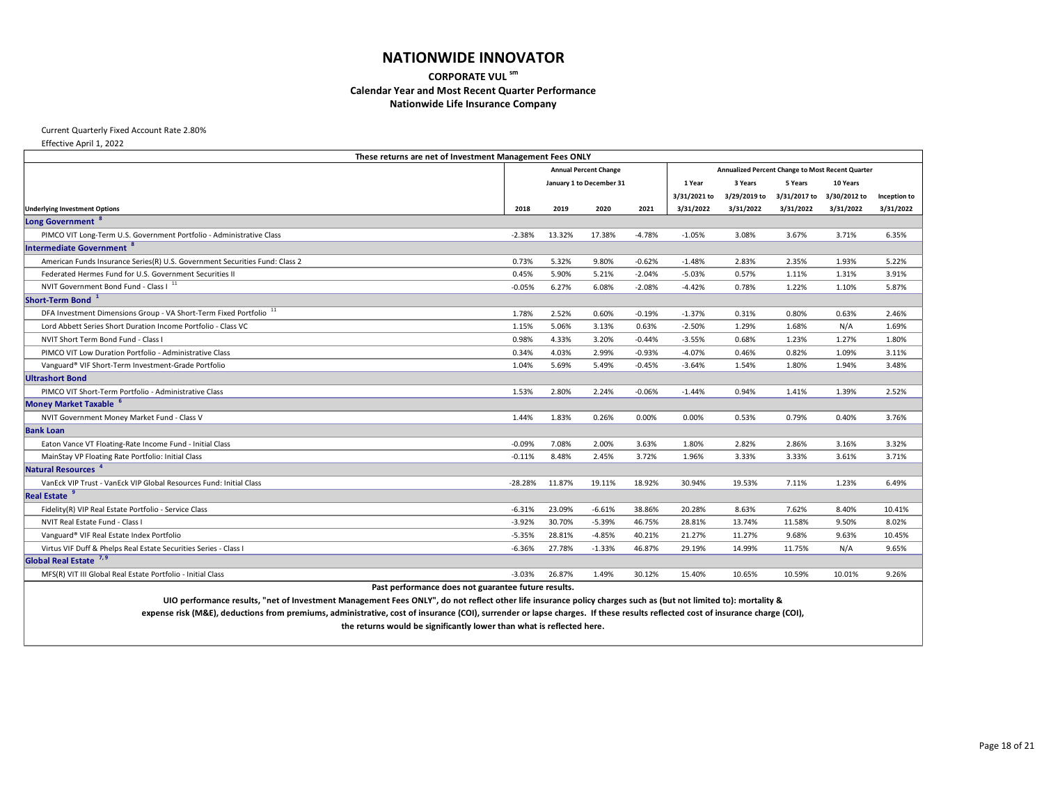# NATIONWIDE INNOVATOR

**CORPORATE VUL sm**

**Calendar Year and Most Recent Quarter Performance**

**Nationwide Life Insurance Company**

Current Quarterly Fixed Account Rate 2.80%

Effective April 1, 2022

| These returns are net of Investment Management Fees ONLY | | | | | | | | | |
|---|---|---|---|---|---|---|---|---|---|
| | Annual Percent Change January 1 to December 31 | | | | Annualized Percent Change to Most Recent Quarter | | | | |
| | | | | | 1 Year | 3 Years | 5 Years | 10 Years | |
| | | | | | 3/31/2021 to | 3/29/2019 to | 3/31/2017 to | 3/30/2012 to | Inception to |
| **Underlying Investment Options** | **2018** | **2019** | **2020** | **2021** | **3/31/2022** | **3/31/2022** | **3/31/2022** | **3/31/2022** | **3/31/2022** |
| **Long Government [8]** | | | | | | | | | |
| PIMCO VIT Long-Term U.S. Government Portfolio - Administrative Class | -2.38% | 13.32% | 17.38% | -4.78% | -1.05% | 3.08% | 3.67% | 3.71% | 6.35% |
| **Intermediate Government [8]** | | | | | | | | | |
| American Funds Insurance Series(R) U.S. Government Securities Fund: Class 2 | 0.73% | 5.32% | 9.80% | -0.62% | -1.48% | 2.83% | 2.35% | 1.93% | 5.22% |
| Federated Hermes Fund for U.S. Government Securities II | 0.45% | 5.90% | 5.21% | -2.04% | -5.03% | 0.57% | 1.11% | 1.31% | 3.91% |
| NVIT Government Bond Fund - Class I [11] | -0.05% | 6.27% | 6.08% | -2.08% | -4.42% | 0.78% | 1.22% | 1.10% | 5.87% |
| **Short-Term Bond [1]** | | | | | | | | | |
| DFA Investment Dimensions Group - VA Short-Term Fixed Portfolio [11] | 1.78% | 2.52% | 0.60% | -0.19% | -1.37% | 0.31% | 0.80% | 0.63% | 2.46% |
| Lord Abbett Series Short Duration Income Portfolio - Class VC | 1.15% | 5.06% | 3.13% | 0.63% | -2.50% | 1.29% | 1.68% | N/A | 1.69% |
| NVIT Short Term Bond Fund - Class I | 0.98% | 4.33% | 3.20% | -0.44% | -3.55% | 0.68% | 1.23% | 1.27% | 1.80% |
| PIMCO VIT Low Duration Portfolio - Administrative Class | 0.34% | 4.03% | 2.99% | -0.93% | -4.07% | 0.46% | 0.82% | 1.09% | 3.11% |
| Vanguard® VIF Short-Term Investment-Grade Portfolio | 1.04% | 5.69% | 5.49% | -0.45% | -3.64% | 1.54% | 1.80% | 1.94% | 3.48% |
| **Ultrashort Bond** | | | | | | | | | |
| PIMCO VIT Short-Term Portfolio - Administrative Class | 1.53% | 2.80% | 2.24% | -0.06% | -1.44% | 0.94% | 1.41% | 1.39% | 2.52% |
| **Money Market Taxable [6]** | | | | | | | | | |
| NVIT Government Money Market Fund - Class V | 1.44% | 1.83% | 0.26% | 0.00% | 0.00% | 0.53% | 0.79% | 0.40% | 3.76% |
| **Bank Loan** | | | | | | | | | |
| Eaton Vance VT Floating-Rate Income Fund - Initial Class | -0.09% | 7.08% | 2.00% | 3.63% | 1.80% | 2.82% | 2.86% | 3.16% | 3.32% |
| MainStay VP Floating Rate Portfolio: Initial Class | -0.11% | 8.48% | 2.45% | 3.72% | 1.96% | 3.33% | 3.33% | 3.61% | 3.71% |
| **Natural Resources [4]** | | | | | | | | | |
| VanEck VIP Trust - VanEck VIP Global Resources Fund: Initial Class | -28.28% | 11.87% | 19.11% | 18.92% | 30.94% | 19.53% | 7.11% | 1.23% | 6.49% |
| **Real Estate [9]** | | | | | | | | | |
| Fidelity(R) VIP Real Estate Portfolio - Service Class | -6.31% | 23.09% | -6.61% | 38.86% | 20.28% | 8.63% | 7.62% | 8.40% | 10.41% |
| NVIT Real Estate Fund - Class I | -3.92% | 30.70% | -5.39% | 46.75% | 28.81% | 13.74% | 11.58% | 9.50% | 8.02% |
| Vanguard® VIF Real Estate Index Portfolio | -5.35% | 28.81% | -4.85% | 40.21% | 21.27% | 11.27% | 9.68% | 9.63% | 10.45% |
| Virtus VIF Duff & Phelps Real Estate Securities Series - Class I | -6.36% | 27.78% | -1.33% | 46.87% | 29.19% | 14.99% | 11.75% | N/A | 9.65% |
| **Global Real Estate [7,9]** | | | | | | | | | |
| MFS(R) VIT III Global Real Estate Portfolio - Initial Class | -3.03% | 26.87% | 1.49% | 30.12% | 15.40% | 10.65% | 10.59% | 10.01% | 9.26% |

**Past performance does not guarantee future results.**

**UIO performance results, "net of Investment Management Fees ONLY", do not reflect other life insurance policy charges such as (but not limited to): mortality & expense risk (M&E), deductions from premiums, administrative, cost of insurance (COI), surrender or lapse charges. If these results reflected cost of insurance charge (COI), the returns would be significantly lower than what is reflected here.**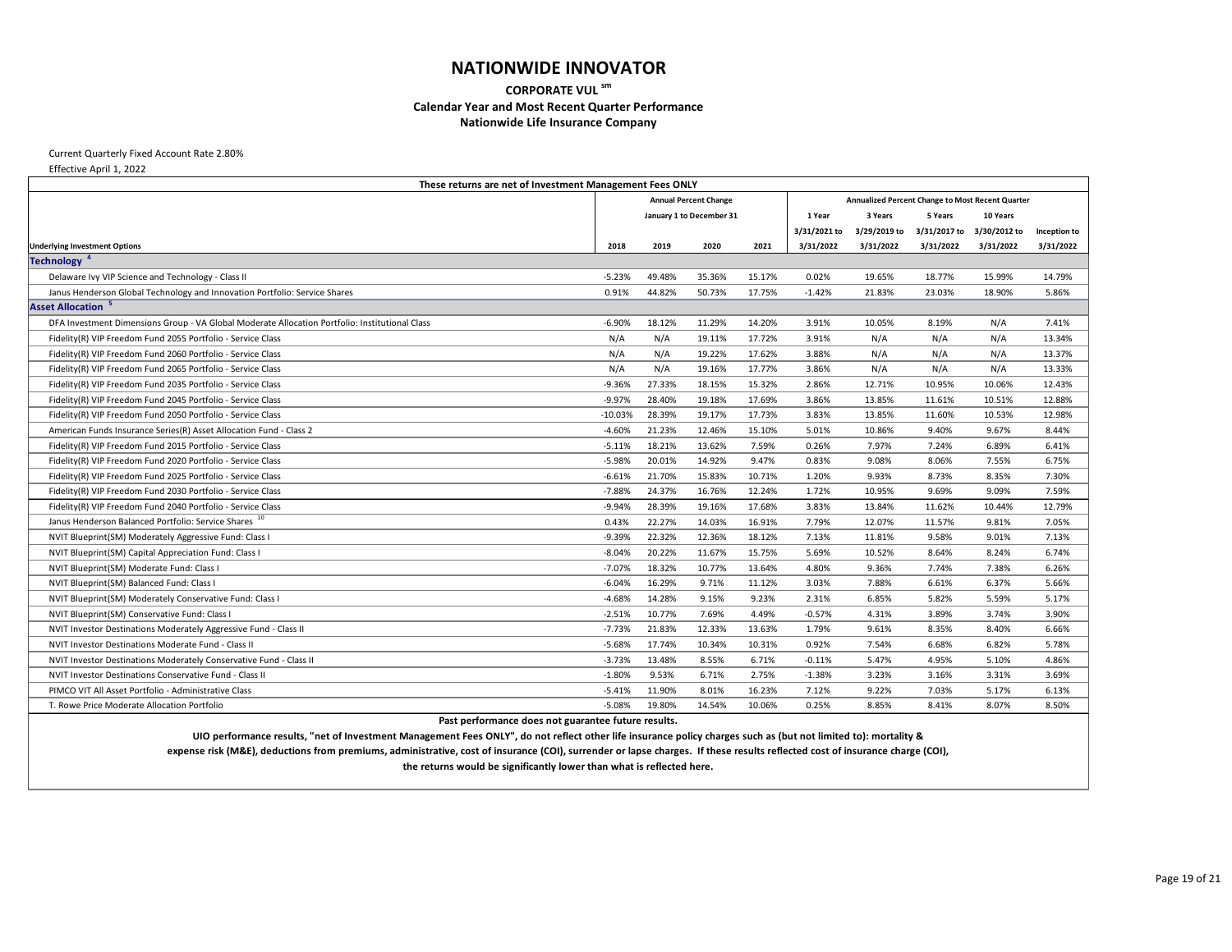# NATIONWIDE INNOVATOR

## CORPORATE VUL sm

### Calendar Year and Most Recent Quarter Performance

### Nationwide Life Insurance Company

Current Quarterly Fixed Account Rate 2.80%

Effective April 1, 2022

| These returns are net of Investment Management Fees ONLY | | | | | | | | | |
|---|---|---|---|---|---|---|---|---|---|
| | Annual Percent Change January 1 to December 31 | | | | Annualized Percent Change to Most Recent Quarter | | | | |
| | | | | | 1 Year | 3 Years | 5 Years | 10 Years | |
| Underlying Investment Options | 2018 | 2019 | 2020 | 2021 | 3/31/2021 to 3/31/2022 | 3/29/2019 to 3/31/2022 | 3/31/2017 to 3/31/2022 | 3/30/2012 to 3/31/2022 | Inception to 3/31/2022 |
| **Technology [4]** | | | | | | | | | |
| Delaware Ivy VIP Science and Technology - Class II | -5.23% | 49.48% | 35.36% | 15.17% | 0.02% | 19.65% | 18.77% | 15.99% | 14.79% |
| Janus Henderson Global Technology and Innovation Portfolio: Service Shares | 0.91% | 44.82% | 50.73% | 17.75% | -1.42% | 21.83% | 23.03% | 18.90% | 5.86% |
| **Asset Allocation [5]** | | | | | | | | | |
| DFA Investment Dimensions Group - VA Global Moderate Allocation Portfolio: Institutional Class | -6.90% | 18.12% | 11.29% | 14.20% | 3.91% | 10.05% | 8.19% | N/A | 7.41% |
| Fidelity(R) VIP Freedom Fund 2055 Portfolio - Service Class | N/A | N/A | 19.11% | 17.72% | 3.91% | N/A | N/A | N/A | 13.34% |
| Fidelity(R) VIP Freedom Fund 2060 Portfolio - Service Class | N/A | N/A | 19.22% | 17.62% | 3.88% | N/A | N/A | N/A | 13.37% |
| Fidelity(R) VIP Freedom Fund 2065 Portfolio - Service Class | N/A | N/A | 19.16% | 17.77% | 3.86% | N/A | N/A | N/A | 13.33% |
| Fidelity(R) VIP Freedom Fund 2035 Portfolio - Service Class | -9.36% | 27.33% | 18.15% | 15.32% | 2.86% | 12.71% | 10.95% | 10.06% | 12.43% |
| Fidelity(R) VIP Freedom Fund 2045 Portfolio - Service Class | -9.97% | 28.40% | 19.18% | 17.69% | 3.86% | 13.85% | 11.61% | 10.51% | 12.88% |
| Fidelity(R) VIP Freedom Fund 2050 Portfolio - Service Class | -10.03% | 28.39% | 19.17% | 17.73% | 3.83% | 13.85% | 11.60% | 10.53% | 12.98% |
| American Funds Insurance Series(R) Asset Allocation Fund - Class 2 | -4.60% | 21.23% | 12.46% | 15.10% | 5.01% | 10.86% | 9.40% | 9.67% | 8.44% |
| Fidelity(R) VIP Freedom Fund 2015 Portfolio - Service Class | -5.11% | 18.21% | 13.62% | 7.59% | 0.26% | 7.97% | 7.24% | 6.89% | 6.41% |
| Fidelity(R) VIP Freedom Fund 2020 Portfolio - Service Class | -5.98% | 20.01% | 14.92% | 9.47% | 0.83% | 9.08% | 8.06% | 7.55% | 6.75% |
| Fidelity(R) VIP Freedom Fund 2025 Portfolio - Service Class | -6.61% | 21.70% | 15.83% | 10.71% | 1.20% | 9.93% | 8.73% | 8.35% | 7.30% |
| Fidelity(R) VIP Freedom Fund 2030 Portfolio - Service Class | -7.88% | 24.37% | 16.76% | 12.24% | 1.72% | 10.95% | 9.69% | 9.09% | 7.59% |
| Fidelity(R) VIP Freedom Fund 2040 Portfolio - Service Class | -9.94% | 28.39% | 19.16% | 17.68% | 3.83% | 13.84% | 11.62% | 10.44% | 12.79% |
| Janus Henderson Balanced Portfolio: Service Shares [10] | 0.43% | 22.27% | 14.03% | 16.91% | 7.79% | 12.07% | 11.57% | 9.81% | 7.05% |
| NVIT Blueprint(SM) Moderately Aggressive Fund: Class I | -9.39% | 22.32% | 12.36% | 18.12% | 7.13% | 11.81% | 9.58% | 9.01% | 7.13% |
| NVIT Blueprint(SM) Capital Appreciation Fund: Class I | -8.04% | 20.22% | 11.67% | 15.75% | 5.69% | 10.52% | 8.64% | 8.24% | 6.74% |
| NVIT Blueprint(SM) Moderate Fund: Class I | -7.07% | 18.32% | 10.77% | 13.64% | 4.80% | 9.36% | 7.74% | 7.38% | 6.26% |
| NVIT Blueprint(SM) Balanced Fund: Class I | -6.04% | 16.29% | 9.71% | 11.12% | 3.03% | 7.88% | 6.61% | 6.37% | 5.66% |
| NVIT Blueprint(SM) Moderately Conservative Fund: Class I | -4.68% | 14.28% | 9.15% | 9.23% | 2.31% | 6.85% | 5.82% | 5.59% | 5.17% |
| NVIT Blueprint(SM) Conservative Fund: Class I | -2.51% | 10.77% | 7.69% | 4.49% | -0.57% | 4.31% | 3.89% | 3.74% | 3.90% |
| NVIT Investor Destinations Moderately Aggressive Fund - Class II | -7.73% | 21.83% | 12.33% | 13.63% | 1.79% | 9.61% | 8.35% | 8.40% | 6.66% |
| NVIT Investor Destinations Moderate Fund - Class II | -5.68% | 17.74% | 10.34% | 10.31% | 0.92% | 7.54% | 6.68% | 6.82% | 5.78% |
| NVIT Investor Destinations Moderately Conservative Fund - Class II | -3.73% | 13.48% | 8.55% | 6.71% | -0.11% | 5.47% | 4.95% | 5.10% | 4.86% |
| NVIT Investor Destinations Conservative Fund - Class II | -1.80% | 9.53% | 6.71% | 2.75% | -1.38% | 3.23% | 3.16% | 3.31% | 3.69% |
| PIMCO VIT All Asset Portfolio - Administrative Class | -5.41% | 11.90% | 8.01% | 16.23% | 7.12% | 9.22% | 7.03% | 5.17% | 6.13% |
| T. Rowe Price Moderate Allocation Portfolio | -5.08% | 19.80% | 14.54% | 10.06% | 0.25% | 8.85% | 8.41% | 8.07% | 8.50% |

**Past performance does not guarantee future results.**

**UIO performance results, "net of Investment Management Fees ONLY", do not reflect other life insurance policy charges such as (but not limited to): mortality & expense risk (M&E), deductions from premiums, administrative, cost of insurance (COI), surrender or lapse charges. If these results reflected cost of insurance charge (COI), the returns would be significantly lower than what is reflected here.**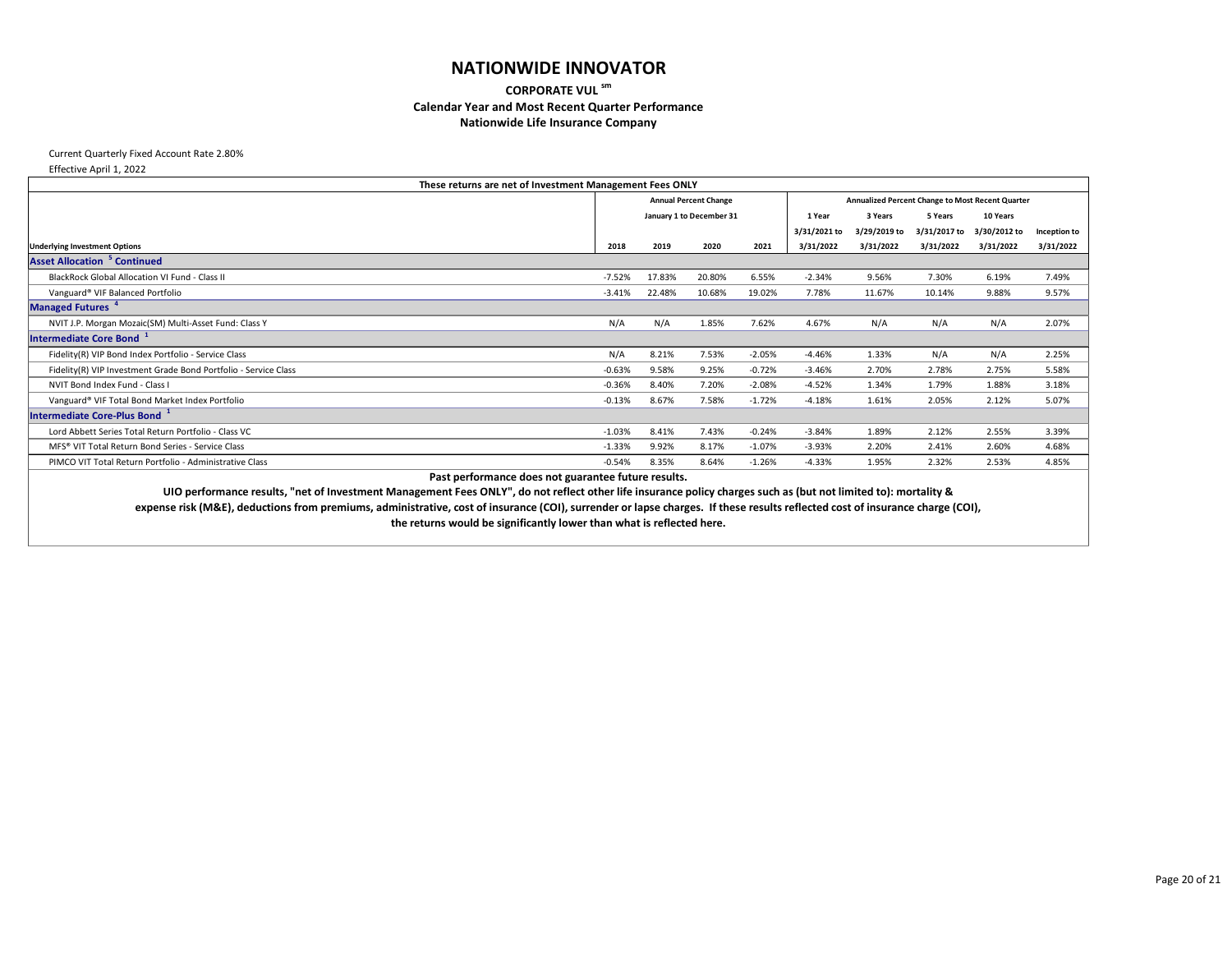# NATIONWIDE INNOVATOR

**CORPORATE VUL sm**

**Calendar Year and Most Recent Quarter Performance**

**Nationwide Life Insurance Company**

Current Quarterly Fixed Account Rate 2.80%

Effective April 1, 2022

| These returns are net of Investment Management Fees ONLY | | | | | | | | | |
|---|---|---|---|---|---|---|---|---|---|
| | Annual Percent Change January 1 to December 31 | | | | Annualized Percent Change to Most Recent Quarter | | | | |
| | | | | | 1 Year | 3 Years | 5 Years | 10 Years | |
| | | | | | 3/31/2021 to | 3/29/2019 to | 3/31/2017 to | 3/30/2012 to | Inception to |
| **Underlying Investment Options** | **2018** | **2019** | **2020** | **2021** | **3/31/2022** | **3/31/2022** | **3/31/2022** | **3/31/2022** | **3/31/2022** |
| **Asset Allocation [5] Continued** | | | | | | | | | |
| BlackRock Global Allocation VI Fund - Class II | -7.52% | 17.83% | 20.80% | 6.55% | -2.34% | 9.56% | 7.30% | 6.19% | 7.49% |
| Vanguard® VIF Balanced Portfolio | -3.41% | 22.48% | 10.68% | 19.02% | 7.78% | 11.67% | 10.14% | 9.88% | 9.57% |
| **Managed Futures [4]** | | | | | | | | | |
| NVIT J.P. Morgan Mozaic(SM) Multi-Asset Fund: Class Y | N/A | N/A | 1.85% | 7.62% | 4.67% | N/A | N/A | N/A | 2.07% |
| **Intermediate Core Bond [1]** | | | | | | | | | |
| Fidelity(R) VIP Bond Index Portfolio - Service Class | N/A | 8.21% | 7.53% | -2.05% | -4.46% | 1.33% | N/A | N/A | 2.25% |
| Fidelity(R) VIP Investment Grade Bond Portfolio - Service Class | -0.63% | 9.58% | 9.25% | -0.72% | -3.46% | 2.70% | 2.78% | 2.75% | 5.58% |
| NVIT Bond Index Fund - Class I | -0.36% | 8.40% | 7.20% | -2.08% | -4.52% | 1.34% | 1.79% | 1.88% | 3.18% |
| Vanguard® VIF Total Bond Market Index Portfolio | -0.13% | 8.67% | 7.58% | -1.72% | -4.18% | 1.61% | 2.05% | 2.12% | 5.07% |
| **Intermediate Core-Plus Bond [1]** | | | | | | | | | |
| Lord Abbett Series Total Return Portfolio - Class VC | -1.03% | 8.41% | 7.43% | -0.24% | -3.84% | 1.89% | 2.12% | 2.55% | 3.39% |
| MFS® VIT Total Return Bond Series - Service Class | -1.33% | 9.92% | 8.17% | -1.07% | -3.93% | 2.20% | 2.41% | 2.60% | 4.68% |
| PIMCO VIT Total Return Portfolio - Administrative Class | -0.54% | 8.35% | 8.64% | -1.26% | -4.33% | 1.95% | 2.32% | 2.53% | 4.85% |

**Past performance does not guarantee future results.**

**UIO performance results, "net of Investment Management Fees ONLY", do not reflect other life insurance policy charges such as (but not limited to): mortality & expense risk (M&E), deductions from premiums, administrative, cost of insurance (COI), surrender or lapse charges. If these results reflected cost of insurance charge (COI), the returns would be significantly lower than what is reflected here.**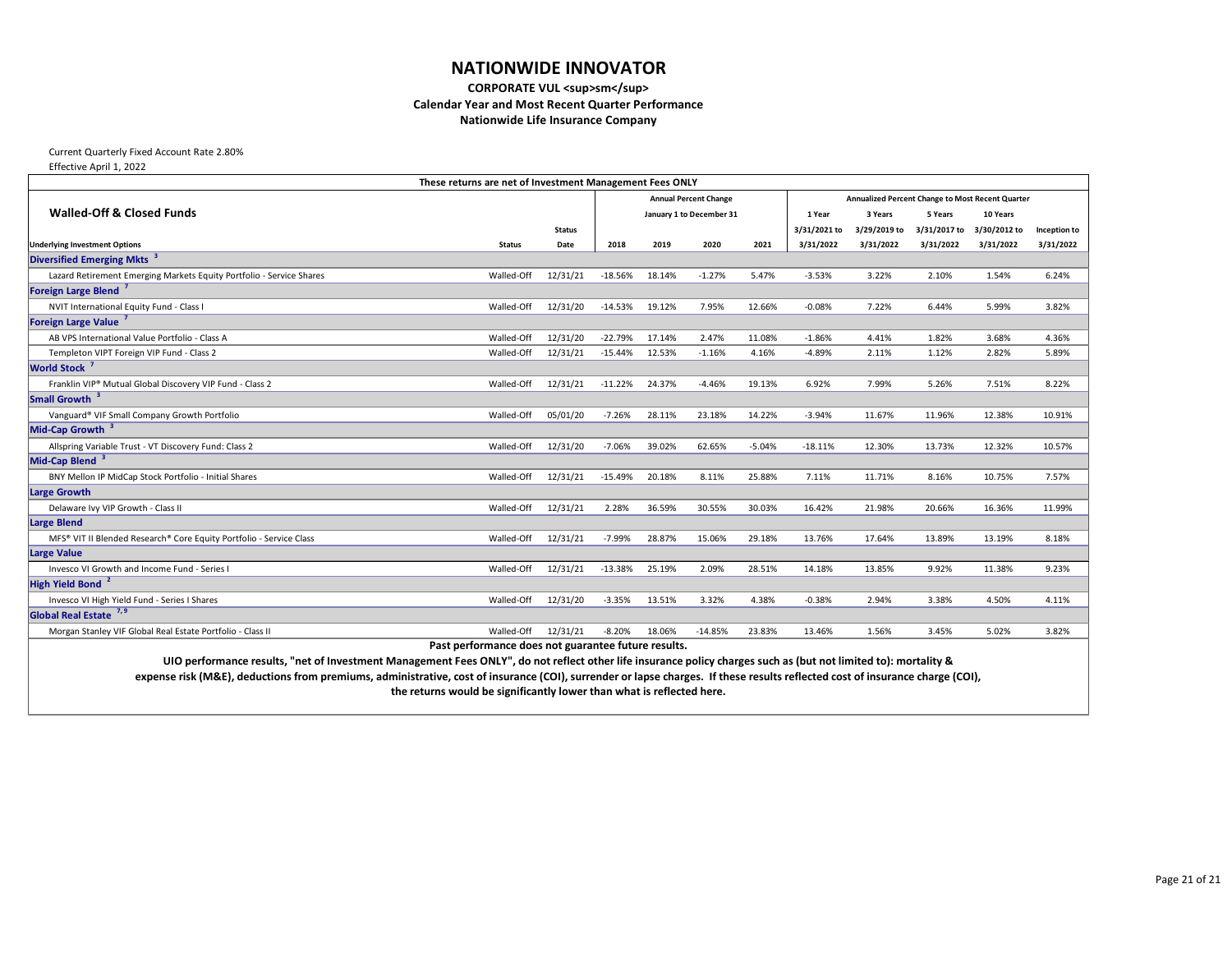# NATIONWIDE INNOVATOR

**CORPORATE VUL <sup>sm</sup>**

**Calendar Year and Most Recent Quarter Performance**

**Nationwide Life Insurance Company**

Current Quarterly Fixed Account Rate 2.80%

Effective April 1, 2022

**These returns are net of Investment Management Fees ONLY**

| **Walled-Off & Closed Funds** | | | Annual Percent Change January 1 to December 31 | | | | Annualized Percent Change to Most Recent Quarter | | | | |
|---|---|---|---|---|---|---|---|---|---|---|---|
| | | | | | | | 1 Year | 3 Years | 5 Years | 10 Years | |
| **Underlying Investment Options** | **Status** | **Status Date** | **2018** | **2019** | **2020** | **2021** | **3/31/2021 to 3/31/2022** | **3/29/2019 to 3/31/2022** | **3/31/2017 to 3/31/2022** | **3/30/2012 to 3/31/2022** | **Inception to 3/31/2022** |
| **Diversified Emerging Mkts [3]** | | | | | | | | | | | |
| Lazard Retirement Emerging Markets Equity Portfolio - Service Shares | Walled-Off | 12/31/21 | -18.56% | 18.14% | -1.27% | 5.47% | -3.53% | 3.22% | 2.10% | 1.54% | 6.24% |
| **Foreign Large Blend [7]** | | | | | | | | | | | |
| NVIT International Equity Fund - Class I | Walled-Off | 12/31/20 | -14.53% | 19.12% | 7.95% | 12.66% | -0.08% | 7.22% | 6.44% | 5.99% | 3.82% |
| **Foreign Large Value [7]** | | | | | | | | | | | |
| AB VPS International Value Portfolio - Class A | Walled-Off | 12/31/20 | -22.79% | 17.14% | 2.47% | 11.08% | -1.86% | 4.41% | 1.82% | 3.68% | 4.36% |
| Templeton VIPT Foreign VIP Fund - Class 2 | Walled-Off | 12/31/21 | -15.44% | 12.53% | -1.16% | 4.16% | -4.89% | 2.11% | 1.12% | 2.82% | 5.89% |
| **World Stock [7]** | | | | | | | | | | | |
| Franklin VIP® Mutual Global Discovery VIP Fund - Class 2 | Walled-Off | 12/31/21 | -11.22% | 24.37% | -4.46% | 19.13% | 6.92% | 7.99% | 5.26% | 7.51% | 8.22% |
| **Small Growth [3]** | | | | | | | | | | | |
| Vanguard® VIF Small Company Growth Portfolio | Walled-Off | 05/01/20 | -7.26% | 28.11% | 23.18% | 14.22% | -3.94% | 11.67% | 11.96% | 12.38% | 10.91% |
| **Mid-Cap Growth [3]** | | | | | | | | | | | |
| Allspring Variable Trust - VT Discovery Fund: Class 2 | Walled-Off | 12/31/20 | -7.06% | 39.02% | 62.65% | -5.04% | -18.11% | 12.30% | 13.73% | 12.32% | 10.57% |
| **Mid-Cap Blend [3]** | | | | | | | | | | | |
| BNY Mellon IP MidCap Stock Portfolio - Initial Shares | Walled-Off | 12/31/21 | -15.49% | 20.18% | 8.11% | 25.88% | 7.11% | 11.71% | 8.16% | 10.75% | 7.57% |
| **Large Growth** | | | | | | | | | | | |
| Delaware Ivy VIP Growth - Class II | Walled-Off | 12/31/21 | 2.28% | 36.59% | 30.55% | 30.03% | 16.42% | 21.98% | 20.66% | 16.36% | 11.99% |
| **Large Blend** | | | | | | | | | | | |
| MFS® VIT II Blended Research® Core Equity Portfolio - Service Class | Walled-Off | 12/31/21 | -7.99% | 28.87% | 15.06% | 29.18% | 13.76% | 17.64% | 13.89% | 13.19% | 8.18% |
| **Large Value** | | | | | | | | | | | |
| Invesco VI Growth and Income Fund - Series I | Walled-Off | 12/31/21 | -13.38% | 25.19% | 2.09% | 28.51% | 14.18% | 13.85% | 9.92% | 11.38% | 9.23% |
| **High Yield Bond [2]** | | | | | | | | | | | |
| Invesco VI High Yield Fund - Series I Shares | Walled-Off | 12/31/20 | -3.35% | 13.51% | 3.32% | 4.38% | -0.38% | 2.94% | 3.38% | 4.50% | 4.11% |
| **Global Real Estate [7, 9]** | | | | | | | | | | | |
| Morgan Stanley VIF Global Real Estate Portfolio - Class II | Walled-Off | 12/31/21 | -8.20% | 18.06% | -14.85% | 23.83% | 13.46% | 1.56% | 3.45% | 5.02% | 3.82% |

**Past performance does not guarantee future results.**

**UIO performance results, "net of Investment Management Fees ONLY", do not reflect other life insurance policy charges such as (but not limited to): mortality & expense risk (M&E), deductions from premiums, administrative, cost of insurance (COI), surrender or lapse charges. If these results reflected cost of insurance charge (COI), the returns would be significantly lower than what is reflected here.**